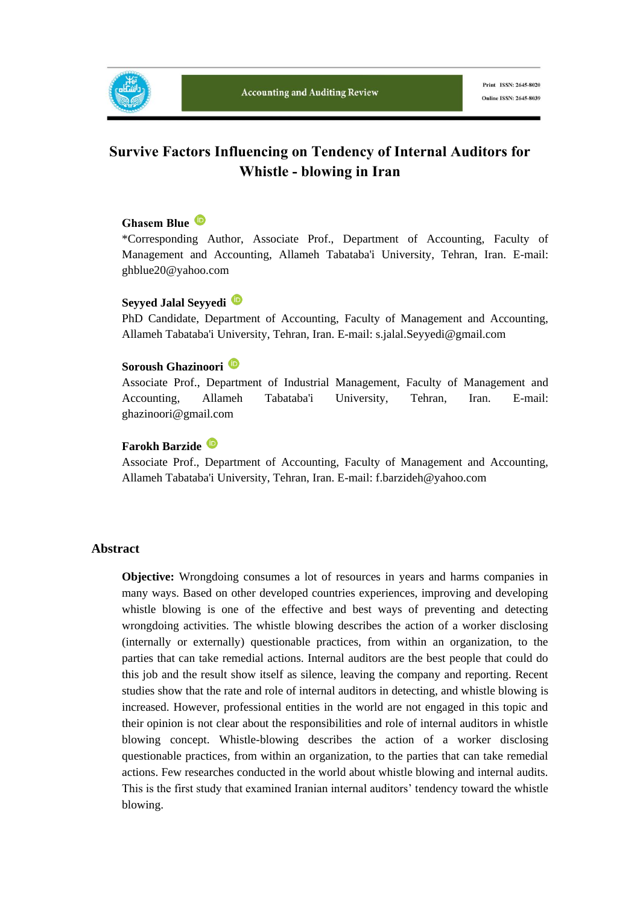# Survive Factors Influencing on Tendency of Internal Auditors for Whistle - blowing in Iran

**Ghasem Blue**
*Corresponding Author, Associate Prof., Department of Accounting, Faculty of Management and Accounting, Allameh Tabataba'i University, Tehran, Iran. E-mail: ghblue20@yahoo.com

**Seyyed Jalal Seyyedi**
PhD Candidate, Department of Accounting, Faculty of Management and Accounting, Allameh Tabataba'i University, Tehran, Iran. E-mail: s.jalal.Seyyedi@gmail.com

**Soroush Ghazinoori**
Associate Prof., Department of Industrial Management, Faculty of Management and Accounting, Allameh Tabataba'i University, Tehran, Iran. E-mail: ghazinoori@gmail.com

**Farokh Barzide**
Associate Prof., Department of Accounting, Faculty of Management and Accounting, Allameh Tabataba'i University, Tehran, Iran. E-mail: f.barzideh@yahoo.com

## Abstract

**Objective:** Wrongdoing consumes a lot of resources in years and harms companies in many ways. Based on other developed countries experiences, improving and developing whistle blowing is one of the effective and best ways of preventing and detecting wrongdoing activities. The whistle blowing describes the action of a worker disclosing (internally or externally) questionable practices, from within an organization, to the parties that can take remedial actions. Internal auditors are the best people that could do this job and the result show itself as silence, leaving the company and reporting. Recent studies show that the rate and role of internal auditors in detecting, and whistle blowing is increased. However, professional entities in the world are not engaged in this topic and their opinion is not clear about the responsibilities and role of internal auditors in whistle blowing concept. Whistle-blowing describes the action of a worker disclosing questionable practices, from within an organization, to the parties that can take remedial actions. Few researches conducted in the world about whistle blowing and internal audits. This is the first study that examined Iranian internal auditors' tendency toward the whistle blowing.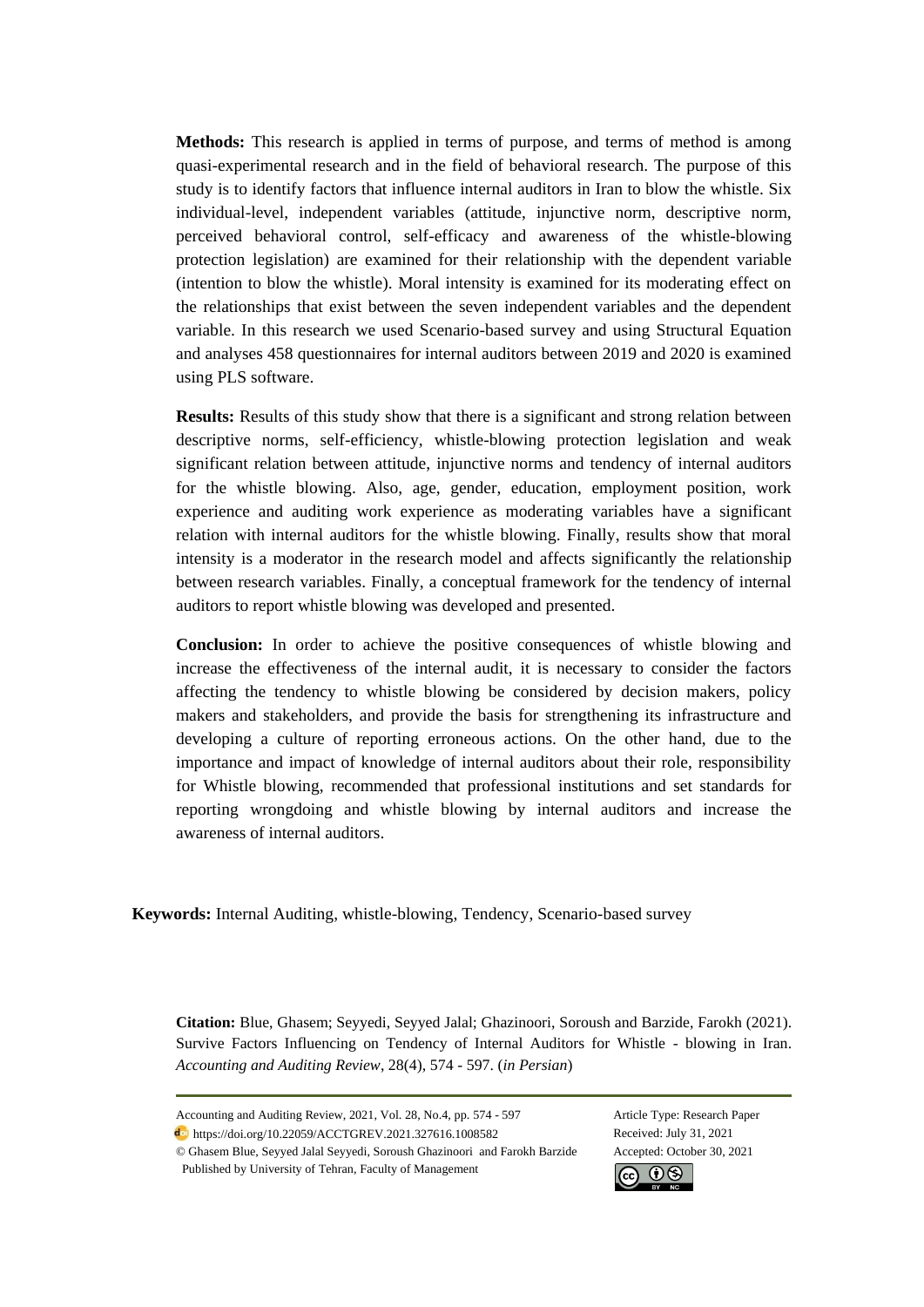**Methods:** This research is applied in terms of purpose, and terms of method is among quasi-experimental research and in the field of behavioral research. The purpose of this study is to identify factors that influence internal auditors in Iran to blow the whistle. Six individual-level, independent variables (attitude, injunctive norm, descriptive norm, perceived behavioral control, self-efficacy and awareness of the whistle-blowing protection legislation) are examined for their relationship with the dependent variable (intention to blow the whistle). Moral intensity is examined for its moderating effect on the relationships that exist between the seven independent variables and the dependent variable. In this research we used Scenario-based survey and using Structural Equation and analyses 458 questionnaires for internal auditors between 2019 and 2020 is examined using PLS software.

**Results:** Results of this study show that there is a significant and strong relation between descriptive norms, self-efficiency, whistle-blowing protection legislation and weak significant relation between attitude, injunctive norms and tendency of internal auditors for the whistle blowing. Also, age, gender, education, employment position, work experience and auditing work experience as moderating variables have a significant relation with internal auditors for the whistle blowing. Finally, results show that moral intensity is a moderator in the research model and affects significantly the relationship between research variables. Finally, a conceptual framework for the tendency of internal auditors to report whistle blowing was developed and presented.

**Conclusion:** In order to achieve the positive consequences of whistle blowing and increase the effectiveness of the internal audit, it is necessary to consider the factors affecting the tendency to whistle blowing be considered by decision makers, policy makers and stakeholders, and provide the basis for strengthening its infrastructure and developing a culture of reporting erroneous actions. On the other hand, due to the importance and impact of knowledge of internal auditors about their role, responsibility for Whistle blowing, recommended that professional institutions and set standards for reporting wrongdoing and whistle blowing by internal auditors and increase the awareness of internal auditors.

**Keywords:** Internal Auditing, whistle-blowing, Tendency, Scenario-based survey

**Citation:** Blue, Ghasem; Seyyedi, Seyyed Jalal; Ghazinoori, Soroush and Barzide, Farokh (2021). Survive Factors Influencing on Tendency of Internal Auditors for Whistle - blowing in Iran. *Accounting and Auditing Review*, 28(4), 574 - 597. (*in Persian*)

Accounting and Auditing Review, 2021, Vol. 28, No.4, pp. 574 - 597
https://doi.org/10.22059/ACCTGREV.2021.327616.1008582
© Ghasem Blue, Seyyed Jalal Seyyedi, Soroush Ghazinoori and Farokh Barzide
Published by University of Tehran, Faculty of Management

Article Type: Research Paper
Received: July 31, 2021
Accepted: October 30, 2021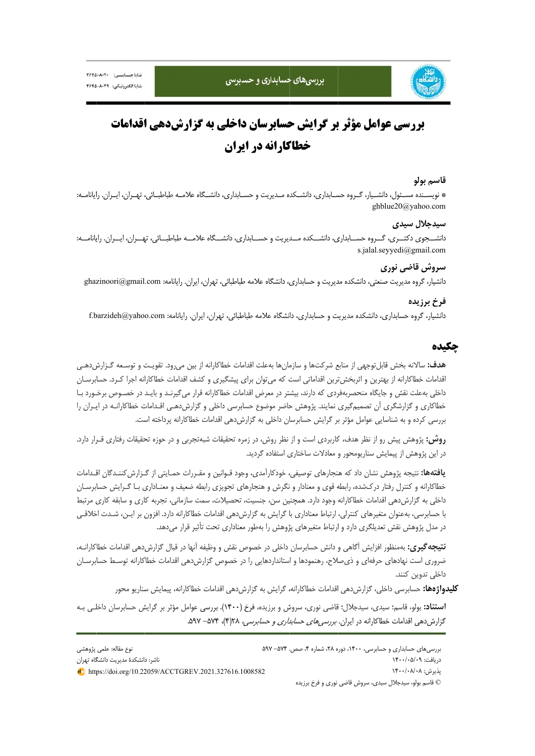# بررسی عوامل مؤثر بر گرایش حسابرسان داخلی به گزارش‌دهی اقدامات خطاکارانه در ایران

**قاسم بولو**

* نویسنده مسئول، دانشیار، گروه حسابداری، دانشکده مدیریت و حسابداری، دانشگاه علامه طباطبائی، تهران، ایران. رایانامه: ghblue20@yahoo.com

**سیدجلال سیدی**

دانشجوی دکتری، گروه حسابداری، دانشکده مدیریت و حسابداری، دانشگاه علامه طباطبائی، تهران، ایران. رایانامه: s.jalal.seyyedi@gmail.com

**سروش قاضی نوری**

دانشیار، گروه مدیریت صنعتی، دانشکده مدیریت و حسابداری، دانشگاه علامه طباطبائی، تهران، ایران. رایانامه: ghazinoori@gmail.com

**فرخ برزیده**

دانشیار، گروه حسابداری، دانشکده مدیریت و حسابداری، دانشگاه علامه طباطبائی، تهران، ایران. رایانامه: f.barzideh@yahoo.com

## چکیده

**هدف:** سالانه بخش قابل‌توجهی از منابع شرکت‌ها و سازمان‌ها به‌علت اقدامات خطاکارانه از بین می‌رود. تقویت و توسعه گزارش‌دهی اقدامات خطاکارانه از بهترین و اثربخش‌ترین اقداماتی است که می‌توان برای پیشگیری و کشف اقدامات خطاکارانه اجرا کرد. حسابرسان داخلی به‌علت نقش و جایگاه منحصربه‌فردی که دارند، بیشتر در معرض اقدامات خطاکارانه قرار می‌گیرند و باید در خصوص برخورد با خطاکاری و گزارشگری آن تصمیم‌گیری نمایند. پژوهش حاضر موضوع حسابرسی داخلی و گزارش‌دهی اقدامات خطاکارانه در ایران را بررسی کرده و به شناسایی عوامل مؤثر بر گرایش حسابرسان داخلی به گزارش‌دهی اقدامات خطاکارانه پرداخته است.

**روش:** پژوهش پیش رو از نظر هدف، کاربردی است و از نظر روش، در زمره تحقیقات شبه‌تجربی و در حوزه تحقیقات رفتاری قرار دارد. در این پژوهش از پیمایش سناریومحور و معادلات ساختاری استفاده گردید.

**یافته‌ها:** نتیجه پژوهش نشان داد که هنجارهای توصیفی، خودکارآمدی، وجود قوانین و مقررات حمایتی از گزارش‌کنندگان اقدامات خطاکارانه و کنترل رفتار درک‌شده، رابطه قوی و معنادار و نگرش و هنجارهای تجویزی رابطه ضعیف و معناداری با گرایش حسابرسان داخلی به گزارش‌دهی اقدامات خطاکارانه وجود دارد. همچنین سن، جنسیت، تحصیلات، سمت سازمانی، تجربه کاری و سابقه کاری مرتبط با حسابرسی، به‌عنوان متغیرهای کنترلی، ارتباط معناداری با گرایش به گزارش‌دهی اقدامات خطاکارانه دارد. افزون بر این، شدت اخلاقی در مدل پژوهش نقش تعدیلگری دارد و ارتباط متغیرهای پژوهش را به‌طور معناداری تحت تأثیر قرار می‌دهد.

**نتیجه‌گیری:** به‌منظور افزایش آگاهی و دانش حسابرسان داخلی در خصوص نقش و وظیفه آنها در قبال گزارش‌دهی اقدامات خطاکارانه، ضروری است نهادهای حرفه‌ای و ذی‌صلاح، رهنمودها و استانداردهایی را در خصوص گزارش‌دهی اقدامات خطاکارانه توسط حسابرسان داخلی تدوین کنند.

**کلیدواژه‌ها:** حسابرسی داخلی، گزارش‌دهی اقدامات خطاکارانه، گرایش به گزارش‌دهی اقدامات خطاکارانه، پیمایش سناریو محور

**استناد:** بولو، قاسم؛ سیدی، سیدجلال؛ قاضی نوری، سروش و برزیده، فرخ (۱۴۰۰). بررسی عوامل مؤثر بر گرایش حسابرسان داخلی به گزارش‌دهی اقدامات خطاکارانه در ایران. *بررسی‌های حسابداری و حسابرسی*، ۲۸(۴)، ۵۷۴– ۵۹۷.

---

بررسی‌های حسابداری و حسابرسی، ۱۴۰۰، دوره ۲۸، شماره ۴، صص. ۵۷۴– ۵۹۷

دریافت: ۱۴۰۰/۰۵/۰۹

پذیرش: ۱۴۰۰/۰۸/۰۸

© قاسم بولو، سیدجلال سیدی، سروش قاضی نوری و فرخ برزیده

نوع مقاله: علمی پژوهشی

ناشر: دانشکدهٔ مدیریت دانشگاه تهران

https://doi.org/10.22059/ACCTGREV.2021.327616.1008582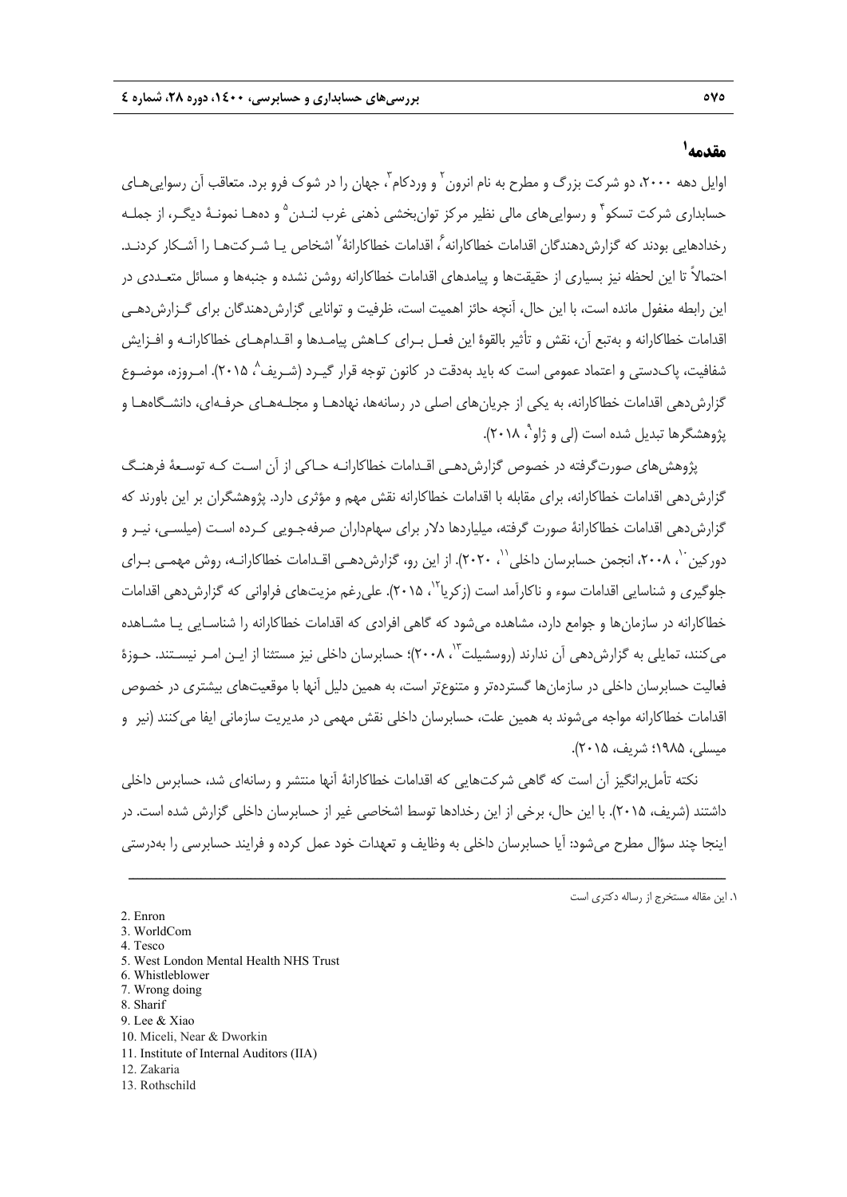## مقدمه[1]

اوایل دهه ۲۰۰۰، دو شرکت بزرگ و مطرح به نام انرون[2] و وردکام[3]، جهان را در شوک فرو برد. متعاقب آن رسوایی‌های حسابداری شرکت تسکو[4] و رسوایی‌های مالی نظیر مرکز توان‌بخشی ذهنی غرب لندن[5] و ده‌ها نمونهٔ دیگر، از جمله رخدادهایی بودند که گزارش‌دهندگان اقدامات خطاکارانه[6]، اقدامات خطاکارانهٔ[7] اشخاص یا شرکت‌ها را آشکار کردند. احتمالاً تا این لحظه نیز بسیاری از حقیقت‌ها و پیامدهای اقدامات خطاکارانه روشن نشده و جنبه‌ها و مسائل متعددی در این رابطه مغفول مانده است، با این حال، آنچه حائز اهمیت است، ظرفیت و توانایی گزارش‌دهندگان برای گزارش‌دهی اقدامات خطاکارانه و به‌تبع آن، نقش و تأثیر بالقوهٔ این فعل برای کاهش پیامدها و اقدام‌های خطاکارانه و افزایش شفافیت، پاک‌دستی و اعتماد عمومی است که باید به‌دقت در کانون توجه قرار گیرد (شریف[8]، ۲۰۱۵). امروزه، موضوع گزارش‌دهی اقدامات خطاکارانه، به یکی از جریان‌های اصلی در رسانه‌ها، نهادها و مجله‌های حرفه‌ای، دانشگاه‌ها و پژوهشگرها تبدیل شده است (لی و ژاو[9]، ۲۰۱۸).

پژوهش‌های صورت‌گرفته در خصوص گزارش‌دهی اقدامات خطاکارانه حاکی از آن است که توسعهٔ فرهنگ گزارش‌دهی اقدامات خطاکارانه، برای مقابله با اقدامات خطاکارانه نقش مهم و مؤثری دارد. پژوهشگران بر این باورند که گزارش‌دهی اقدامات خطاکارانهٔ صورت گرفته، میلیاردها دلار برای سهامداران صرفه‌جویی کرده است (میلیسی، نیر و دورکین[10]، ۲۰۰۸، انجمن حسابرسان داخلی[11]، ۲۰۲۰). از این رو، گزارش‌دهی اقدامات خطاکارانه، روش مهمی برای جلوگیری و شناسایی اقدامات سوء و ناکارآمد است (زکریا[12]، ۲۰۱۵). علی‌رغم مزیت‌های فراوانی که گزارش‌دهی اقدامات خطاکارانه در سازمان‌ها و جوامع دارد، مشاهده می‌شود که گاهی افرادی که اقدامات خطاکارانه را شناسایی یا مشاهده می‌کنند، تمایلی به گزارش‌دهی آن ندارند (روسشیلت[13]، ۲۰۰۸)؛ حسابرسان داخلی نیز مستثنا از این امر نیستند. حوزهٔ فعالیت حسابرسان داخلی در سازمان‌ها گسترده‌تر و متنوع‌تر است، به همین دلیل آنها با موقعیت‌های بیشتری در خصوص اقدامات خطاکارانه مواجه می‌شوند به همین علت، حسابرسان داخلی نقش مهمی در مدیریت سازمانی ایفا می‌کنند (نیر و میسلی، ۱۹۸۵؛ شریف، ۲۰۱۵).

نکته تأمل‌برانگیز آن است که گاهی شرکت‌هایی که اقدامات خطاکارانهٔ آنها منتشر و رسانه‌ای شد، حسابرس داخلی داشتند (شریف، ۲۰۱۵). با این حال، برخی از این رخدادها توسط اشخاصی غیر از حسابرسان داخلی گزارش شده است. در اینجا چند سؤال مطرح می‌شود: آیا حسابرسان داخلی به وظایف و تعهدات خود عمل کرده و فرایند حسابرسی را به‌درستی

---

۱. این مقاله مستخرج از رساله دکتری است

2. Enron
3. WorldCom
4. Tesco
5. West London Mental Health NHS Trust
6. Whistleblower
7. Wrong doing
8. Sharif
9. Lee & Xiao
10. Miceli, Near & Dworkin
11. Institute of Internal Auditors (IIA)
12. Zakaria
13. Rothschild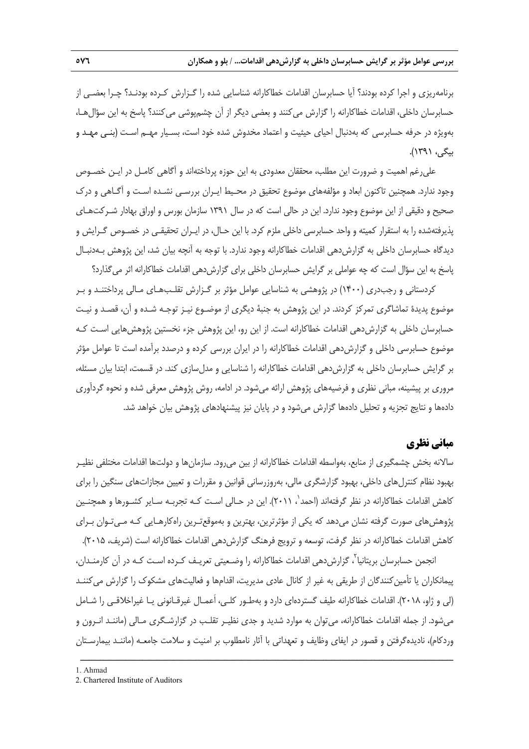برنامه‌ریزی و اجرا کرده بودند؟ آیا حسابرسان اقدامات خطاکارانه شناسایی شده را گزارش کرده بودند؟ چرا بعضی از حسابرسان داخلی، اقدامات خطاکارانه را گزارش می‌کنند و بعضی دیگر از آن چشم‌پوشی می‌کنند؟ پاسخ به این سؤال‌ها، به‌ویژه در حرفه حسابرسی که به‌دنبال احیای حیثیت و اعتماد مخدوش شده خود است، بسیار مهم است (بنی مهد و بیگی، ۱۳۹۱).

علی‌رغم اهمیت و ضرورت این مطلب، محققان معدودی به این حوزه پرداخته‌اند و آگاهی کامل در این خصوص وجود ندارد. همچنین تاکنون ابعاد و مؤلفه‌های موضوع تحقیق در محیط ایران بررسی نشده است و آگاهی و درک صحیح و دقیقی از این موضوع وجود ندارد. این در حالی است که در سال ۱۳۹۱ سازمان بورس و اوراق بهادار شرکت‌های پذیرفته‌شده را به استقرار کمیته و واحد حسابرسی داخلی ملزم کرد. با این حال، در ایران تحقیقی در خصوص گرایش و دیدگاه حسابرسان داخلی به گزارش‌دهی اقدامات خطاکارانه وجود ندارد. با توجه به آنچه بیان شد، این پژوهش به‌دنبال پاسخ به این سؤال است که چه عواملی بر گرایش حسابرسان داخلی برای گزارش‌دهی اقدامات خطاکارانه اثر می‌گذارد؟

کردستانی و رجب‌دری (۱۴۰۰) در پژوهشی به شناسایی عوامل مؤثر بر گزارش تقلب‌های مالی پرداختند و بر موضوع پدیدهٔ تماشاگری تمرکز کردند. در این پژوهش به جنبهٔ دیگری از موضوع نیز توجه شده و آن، قصد و نیت حسابرسان داخلی به گزارش‌دهی اقدامات خطاکارانه است. از این رو، این پژوهش جزء نخستین پژوهش‌هایی است که موضوع حسابرسی داخلی و گزارش‌دهی اقدامات خطاکارانه را در ایران بررسی کرده و درصدد برآمده است تا عوامل مؤثر بر گرایش حسابرسان داخلی به گزارش‌دهی اقدامات خطاکارانه را شناسایی و مدل‌سازی کند. در قسمت، ابتدا بیان مسئله، مروری بر پیشینه، مبانی نظری و فرضیه‌های پژوهش ارائه می‌شود. در ادامه، روش پژوهش معرفی شده و نحوه گردآوری داده‌ها و نتایج تجزیه و تحلیل داده‌ها گزارش می‌شود و در پایان نیز پیشنهادهای پژوهش بیان خواهد شد.

## مبانی نظری

سالانه بخش چشمگیری از منابع، به‌واسطه اقدامات خطاکارانه از بین می‌رود. سازمان‌ها و دولت‌ها اقدامات مختلفی نظیر بهبود نظام کنترل‌های داخلی، بهبود گزارشگری مالی، به‌روزرسانی قوانین و مقررات و تعیین مجازات‌های سنگین را برای کاهش اقدامات خطاکارانه در نظر گرفته‌اند (احمد[1]، ۲۰۱۱). این در حالی است که تجربه سایر کشورها و همچنین پژوهش‌های صورت گرفته نشان می‌دهد که یکی از مؤثرترین، بهترین و به‌موقع‌ترین راه‌کارهایی که می‌توان برای کاهش اقدامات خطاکارانه در نظر گرفت، توسعه و ترویج فرهنگ گزارش‌دهی اقدامات خطاکارانه است (شریف، ۲۰۱۵).

انجمن حسابرسان بریتانیا[2]، گزارش‌دهی اقدامات خطاکارانه را وضعیتی تعریف کرده است که در آن کارمندان، پیمانکاران یا تأمین‌کنندگان از طریقی به غیر از کانال عادی مدیریت، اقدام‌ها و فعالیت‌های مشکوک را گزارش می‌کنند (لی و ژاو، ۲۰۱۸). اقدامات خطاکارانه طیف گسترده‌ای دارد و به‌طور کلی، اَعمال غیرقانونی یا غیراخلاقی را شامل می‌شود. از جمله اقدامات خطاکارانه، می‌توان به موارد شدید و جدی نظیر تقلب در گزارشگری مالی (مانند انرون و وردکام)، نادیده‌گرفتن و قصور در ایفای وظایف و تعهداتی با آثار نامطلوب بر امنیت و سلامت جامعه (مانند بیمارستان

---

1. Ahmad
2. Chartered Institute of Auditors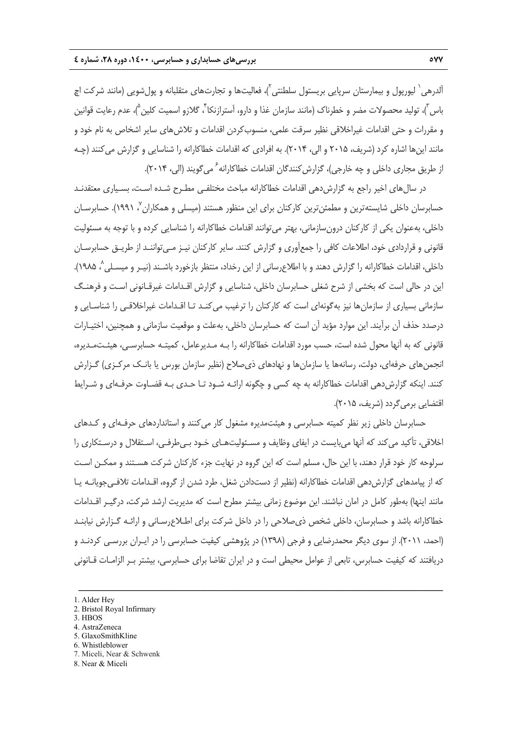آلدرهی[1] لیورپول و بیمارستان سرپایی بریستول سلطنتی[2])، فعالیت‌ها و تجارت‌های متقلبانه و پول‌شویی (مانند شرکت اچ باس[3])، تولید محصولات مضر و خطرناک (مانند سازمان غذا و دارو، آسترازنکا[4]، گلازو اسمیت کلین[5])، عدم رعایت قوانین و مقررات و حتی اقدامات غیراخلاقی نظیر سرقت علمی، منسوب‌کردن اقدامات و تلاش‌های سایر اشخاص به نام خود و مانند این‌ها اشاره کرد (شریف، ۲۰۱۵ و الی، ۲۰۱۴). به افرادی که اقدامات خطاکارانه را شناسایی و گزارش می‌کنند (چه از طریق مجاری داخلی و چه خارجی)، گزارش‌کنندگان اقدامات خطاکارانه[6] می‌گویند (الی، ۲۰۱۴).

در سال‌های اخیر راجع به گزارش‌دهی اقدامات خطاکارانه مباحث مختلفی مطرح شده است، بسیاری معتقدند حسابرسان داخلی شایسته‌ترین و مطمئن‌ترین کارکنان برای این منظور هستند (میسلی و همکاران[7]، ۱۹۹۱). حسابرسان داخلی، به‌عنوان یکی از کارکنان درون‌سازمانی، بهتر می‌توانند اقدامات خطاکارانه را شناسایی کرده و با توجه به مسئولیت قانونی و قراردادی خود، اطلاعات کافی را جمع‌آوری و گزارش کنند. سایر کارکنان نیز می‌توانند از طریق حسابرسان داخلی، اقدامات خطاکارانه را گزارش دهند و با اطلاع‌رسانی از این رخداد، منتظر بازخورد باشند (نیر و میسلی[8]، ۱۹۸۵). این در حالی است که بخشی از شرح شغلی حسابرسان داخلی، شناسایی و گزارش اقدامات غیرقانونی است و فرهنگ سازمانی بسیاری از سازمان‌ها نیز به‌گونه‌ای است که کارکنان را ترغیب می‌کند تا اقدامات غیراخلاقی را شناسایی و درصدد حذف آن برآیند. این موارد مؤید آن است که حسابرسان داخلی، به‌علت و موقعیت سازمانی و همچنین، اختیارات قانونی که به آنها محول شده است، حسب مورد اقدامات خطاکارانه را به مدیرعامل، کمیته حسابرسی، هیئت‌مدیره، انجمن‌های حرفه‌ای، دولت، رسانه‌ها یا سازمان‌ها و نهادهای ذی‌صلاح (نظیر سازمان بورس یا بانک مرکزی) گزارش کنند. اینکه گزارش‌دهی اقدامات خطاکارانه به چه کسی و چگونه ارائه شود تا حدی به قضاوت حرفه‌ای و شرایط اقتضایی برمی‌گردد (شریف، ۲۰۱۵).

حسابرسان داخلی زیر نظر کمیته حسابرسی و هیئت‌مدیره مشغول کار می‌کنند و استانداردهای حرفه‌ای و کدهای اخلاقی، تأکید می‌کند که آنها می‌بایست در ایفای وظایف و مسئولیت‌های خود بی‌طرفی، استقلال و درستکاری را سرلوحه کار خود قرار دهند، با این حال، مسلم است که این گروه در نهایت جزء کارکنان شرکت هستند و ممکن است که از پیامدهای گزارش‌دهی اقدامات خطاکارانه (نظیر از دست‌دادن شغل، طرد شدن از گروه، اقدامات تلافی‌جویانه یا مانند اینها) به‌طور کامل در امان نباشند. این موضوع زمانی بیشتر مطرح است که مدیریت ارشد شرکت، درگیر اقدامات خطاکارانه باشد و حسابرسان، داخلی شخص ذی‌صلاحی را در داخل شرکت برای اطلاع‌رسانی و ارائه گزارش نیابند (احمد، ۲۰۱۱). از سوی دیگر محمدرضایی و فرجی (۱۳۹۸) در پژوهشی کیفیت حسابرسی را در ایران بررسی کردند و دریافتند که کیفیت حسابرس، تابعی از عوامل محیطی است و در ایران تقاضا برای حسابرسی، بیشتر بر الزامات قانونی

---

1. Alder Hey
2. Bristol Royal Infirmary
3. HBOS
4. AstraZeneca
5. GlaxoSmithKline
6. Whistleblower
7. Miceli, Near & Schwenk
8. Near & Miceli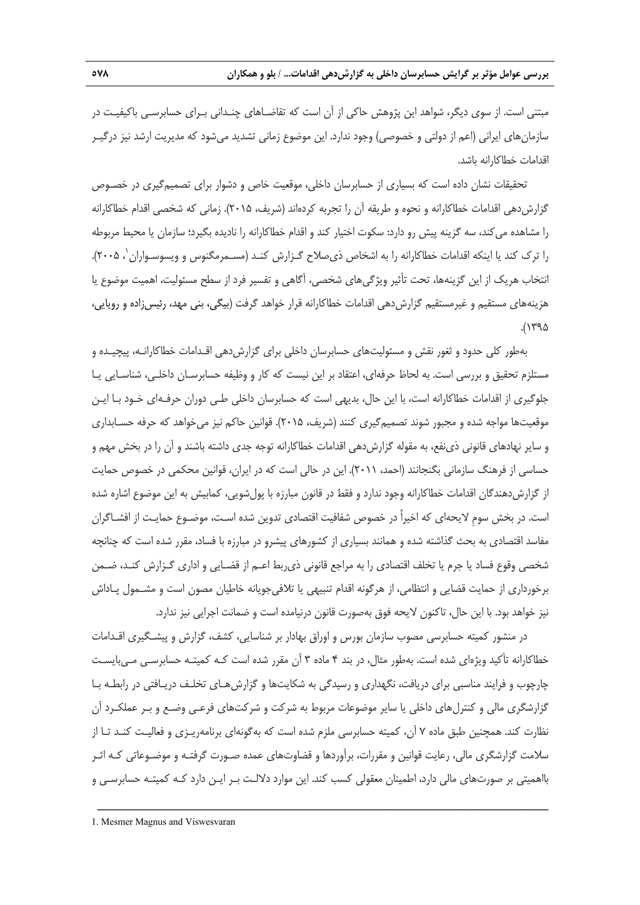مبتنی است. از سوی دیگر، شواهد این پژوهش حاکی از آن است که تقاضاهای چندانی برای حسابرسی باکیفیت در سازمان‌های ایرانی (اعم از دولتی و خصوصی) وجود ندارد. این موضوع زمانی تشدید می‌شود که مدیریت ارشد نیز درگیر اقدامات خطاکارانه باشد.

تحقیقات نشان داده است که بسیاری از حسابرسان داخلی، موقعیت خاص و دشوار برای تصمیم‌گیری در خصوص گزارش‌دهی اقدامات خطاکارانه و نحوه و طریقه آن را تجربه کرده‌اند (شریف، ۲۰۱۵). زمانی که شخصی اقدام خطاکارانه را مشاهده می‌کند، سه گزینه پیش رو دارد: سکوت اختیار کند و اقدام خطاکارانه را نادیده بگیرد؛ سازمان یا محیط مربوطه را ترک کند یا اینکه اقدامات خطاکارانه را به اشخاص ذی‌صلاح گزارش کند (مسمرمگنوس و ویسوسواران[1]، ۲۰۰۵). انتخاب هریک از این گزینه‌ها، تحت تأثیر ویژگی‌های شخصی، آگاهی و تفسیر فرد از سطح مسئولیت، اهمیت موضوع یا هزینه‌های مستقیم و غیرمستقیم گزارش‌دهی اقدامات خطاکارانه قرار خواهد گرفت (بیگی، بنی مهد، رئیس‌زاده و رویایی، ۱۳۹۵).

به‌طور کلی حدود و ثغور نقش و مسئولیت‌های حسابرسان داخلی برای گزارش‌دهی اقدامات خطاکارانه، پیچیده و مستلزم تحقیق و بررسی است. به لحاظ حرفه‌ای، اعتقاد بر این نیست که کار و وظیفه حسابرسان داخلی، شناسایی یا جلوگیری از اقدامات خطاکارانه است، با این حال، بدیهی است که حسابرسان داخلی طی دوران حرفه‌ای خود با این موقعیت‌ها مواجه شده و مجبور شوند تصمیم‌گیری کنند (شریف، ۲۰۱۵). قوانین حاکم نیز می‌خواهد که حرفه حسابداری و سایر نهادهای قانونی ذی‌نفع، به مقوله گزارش‌دهی اقدامات خطاکارانه توجه جدی داشته باشند و آن را در بخش مهم و حساسی از فرهنگ سازمانی بگنجانند (احمد، ۲۰۱۱). این در حالی است که در ایران، قوانین محکمی در خصوص حمایت از گزارش‌دهندگان اقدامات خطاکارانه وجود ندارد و فقط در قانون مبارزه با پول‌شویی، کمابیش به این موضوع اشاره شده است. در بخش سوم لایحه‌ای که اخیراً در خصوص شفافیت اقتصادی تدوین شده است، موضوع حمایت از افشاگران مفاسد اقتصادی به بحث گذاشته شده و همانند بسیاری از کشورهای پیشرو در مبارزه با فساد، مقرر شده است که چنانچه شخصی وقوع فساد یا جرم یا تخلف اقتصادی را به مراجع قانونی ذی‌ربط اعم از قضایی و اداری گزارش کند، ضمن برخورداری از حمایت قضایی و انتظامی، از هرگونه اقدام تنبیهی یا تلافی‌جویانه خاطیان مصون است و مشمول پاداش نیز خواهد بود. با این حال، تاکنون لایحه فوق به‌صورت قانون درنیامده است و ضمانت اجرایی نیز ندارد.

در منشور کمیته حسابرسی مصوب سازمان بورس و اوراق بهادار بر شناسایی، کشف، گزارش و پیشگیری اقدامات خطاکارانه تأکید ویژه‌ای شده است. به‌طور مثال، در بند ۴ ماده ۳ آن مقرر شده است که کمیته حسابرسی می‌بایست چارچوب و فرایند مناسبی برای دریافت، نگهداری و رسیدگی به شکایت‌ها و گزارش‌های تخلف دریافتی در رابطه با گزارشگری مالی یا کنترل‌های داخلی یا سایر موضوعات مربوط به شرکت و شرکت‌های فرعی وضع و بر عملکرد آن نظارت کند. همچنین طبق ماده ۷ آن، کمیته حسابرسی ملزم شده است که به‌گونه‌ای برنامه‌ریزی و فعالیت کند تا از سلامت گزارشگری مالی، رعایت قوانین و مقررات، برآوردها و قضاوت‌های عمده صورت گرفته و موضوعاتی که اثر بااهمیتی بر صورت‌های مالی دارد، اطمینان معقولی کسب کند. این موارد دلالت بر این دارد که کمیته حسابرسی و

---

1. Mesmer Magnus and Viswesvaran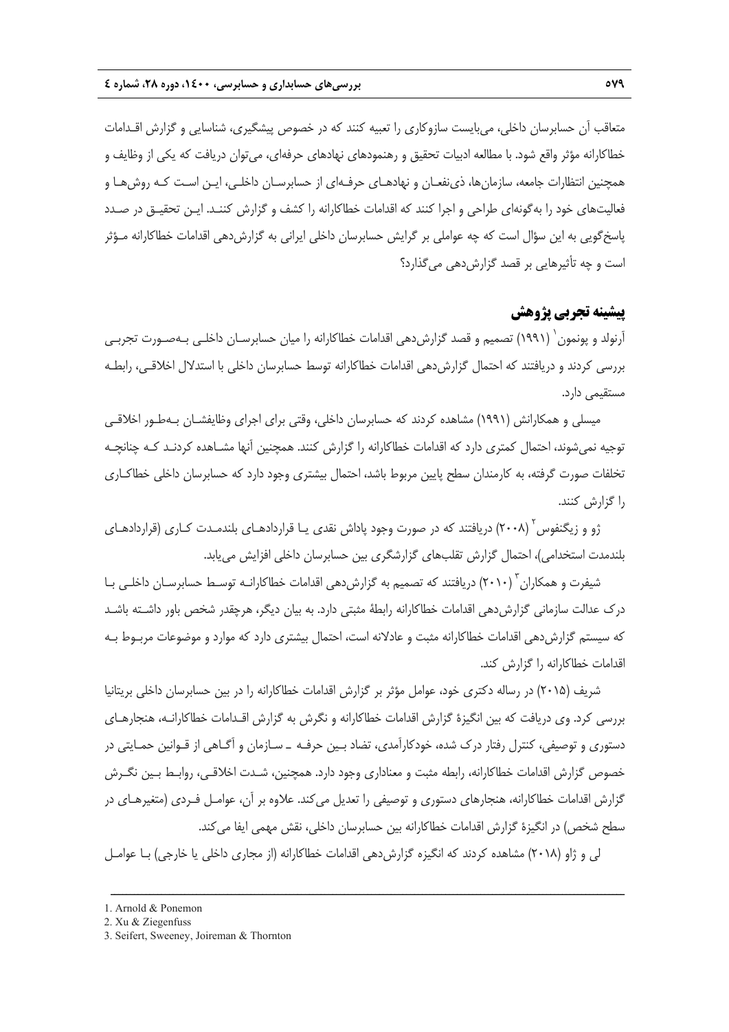متعاقب آن حسابرسان داخلی، می‌بایست سازوکاری را تعبیه کنند که در خصوص پیشگیری، شناسایی و گزارش اقدامات خطاکارانه مؤثر واقع شود. با مطالعه ادبیات تحقیق و رهنمودهای نهادهای حرفه‌ای، می‌توان دریافت که یکی از وظایف و همچنین انتظارات جامعه، سازمان‌ها، ذی‌نفعان و نهادهای حرفه‌ای از حسابرسان داخلی، این است که روش‌ها و فعالیت‌های خود را به‌گونه‌ای طراحی و اجرا کنند که اقدامات خطاکارانه را کشف و گزارش کنند. این تحقیق در صدد پاسخ‌گویی به این سؤال است که چه عواملی بر گرایش حسابرسان داخلی ایرانی به گزارش‌دهی اقدامات خطاکارانه مؤثر است و چه تأثیرهایی بر قصد گزارش‌دهی می‌گذارد؟

## پیشینه تجربی پژوهش

آرنولد و پونمون[1] (۱۹۹۱) تصمیم و قصد گزارش‌دهی اقدامات خطاکارانه را میان حسابرسان داخلی به‌صورت تجربی بررسی کردند و دریافتند که احتمال گزارش‌دهی اقدامات خطاکارانه توسط حسابرسان داخلی با استدلال اخلاقی، رابطه مستقیمی دارد.

میسلی و همکارانش (۱۹۹۱) مشاهده کردند که حسابرسان داخلی، وقتی برای اجرای وظایفشان به‌طور اخلاقی توجیه نمی‌شوند، احتمال کمتری دارد که اقدامات خطاکارانه را گزارش کنند. همچنین آنها مشاهده کردند که چنانچه تخلفات صورت گرفته، به کارمندان سطح پایین مربوط باشد، احتمال بیشتری وجود دارد که حسابرسان داخلی خطاکاری را گزارش کنند.

ژو و زیگنفوس[2] (۲۰۰۸) دریافتند که در صورت وجود پاداش نقدی یا قراردادهای بلندمدت کاری (قراردادهای بلندمدت استخدامی)، احتمال گزارش تقلب‌های گزارشگری بین حسابرسان داخلی افزایش می‌یابد.

شیفرت و همکاران[3] (۲۰۱۰) دریافتند که تصمیم به گزارش‌دهی اقدامات خطاکارانه توسط حسابرسان داخلی با درک عدالت سازمانی گزارش‌دهی اقدامات خطاکارانه رابطهٔ مثبتی دارد. به بیان دیگر، هرچقدر شخص باور داشته باشد که سیستم گزارش‌دهی اقدامات خطاکارانه مثبت و عادلانه است، احتمال بیشتری دارد که موارد و موضوعات مربوط به اقدامات خطاکارانه را گزارش کند.

شریف (۲۰۱۵) در رساله دکتری خود، عوامل مؤثر بر گزارش اقدامات خطاکارانه را در بین حسابرسان داخلی بریتانیا بررسی کرد. وی دریافت که بین انگیزهٔ گزارش اقدامات خطاکارانه و نگرش به گزارش اقدامات خطاکارانه، هنجارهای دستوری و توصیفی، کنترل رفتار درک شده، خودکارآمدی، تضاد بین حرفه ـ سازمان و آگاهی از قوانین حمایتی در خصوص گزارش اقدامات خطاکارانه، رابطه مثبت و معناداری وجود دارد. همچنین، شدت اخلاقی، روابط بین نگرش گزارش اقدامات خطاکارانه، هنجارهای دستوری و توصیفی را تعدیل می‌کند. علاوه بر آن، عوامل فردی (متغیرهای در سطح شخص) در انگیزهٔ گزارش اقدامات خطاکارانه بین حسابرسان داخلی، نقش مهمی ایفا می‌کند.

لی و ژاو (۲۰۱۸) مشاهده کردند که انگیزه گزارش‌دهی اقدامات خطاکارانه (از مجاری داخلی یا خارجی) با عوامل

---

1. Arnold & Ponemon
2. Xu & Ziegenfuss
3. Seifert, Sweeney, Joireman & Thornton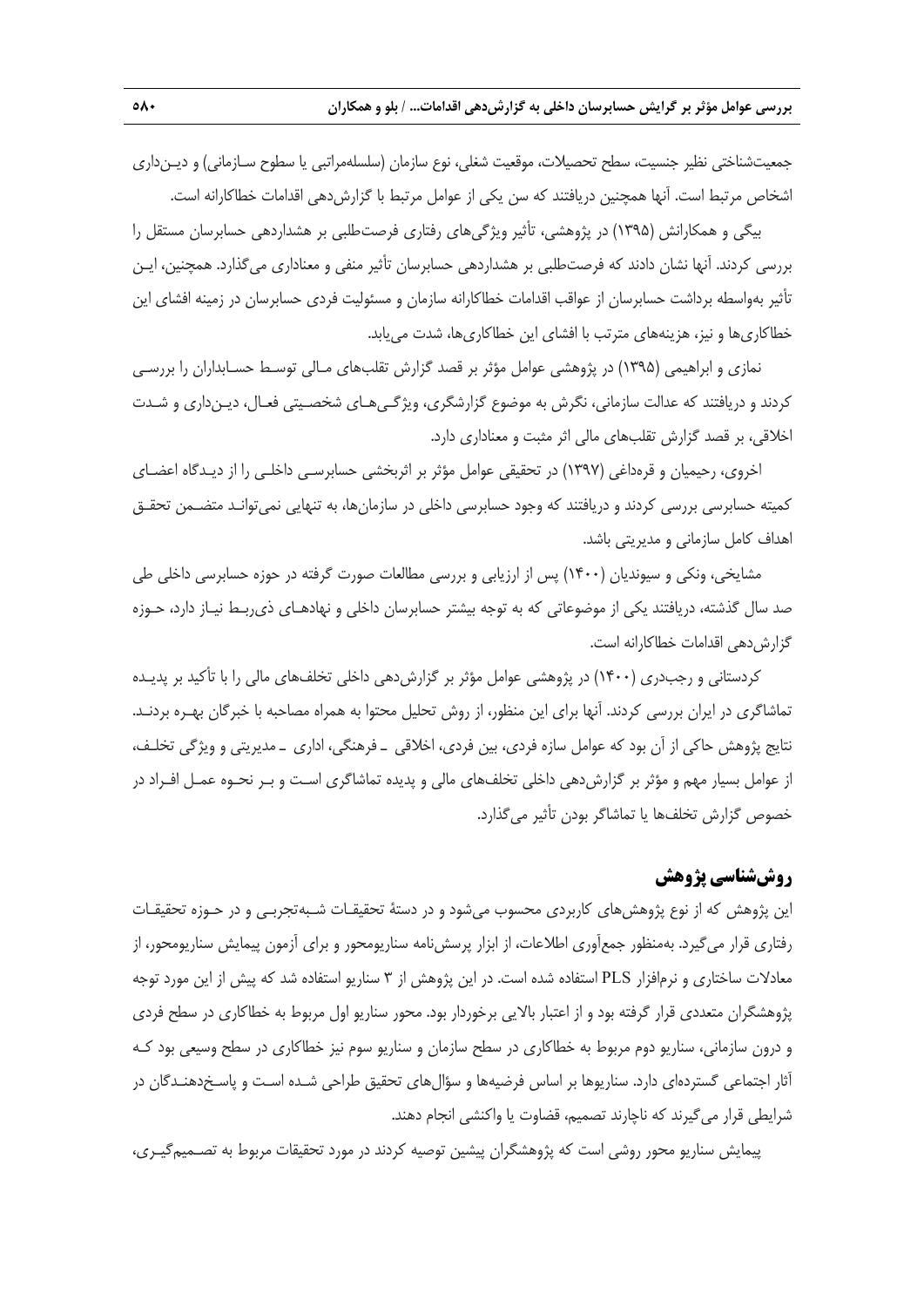جمعیت‌شناختی نظیر جنسیت، سطح تحصیلات، موقعیت شغلی، نوع سازمان (سلسله‌مراتبی یا سطوح سازمانی) و دین‌داری اشخاص مرتبط است. آنها همچنین دریافتند که سن یکی از عوامل مرتبط با گزارش‌دهی اقدامات خطاکارانه است.

بیگی و همکارانش (۱۳۹۵) در پژوهشی، تأثیر ویژگی‌های رفتاری فرصت‌طلبی بر هشداردهی حسابرسان مستقل را بررسی کردند. آنها نشان دادند که فرصت‌طلبی بر هشداردهی حسابرسان تأثیر منفی و معناداری می‌گذارد. همچنین، این تأثیر به‌واسطه برداشت حسابرسان از عواقب اقدامات خطاکارانه سازمان و مسئولیت فردی حسابرسان در زمینه افشای این خطاکاری‌ها و نیز، هزینه‌های مترتب با افشای این خطاکاری‌ها، شدت می‌یابد.

نمازی و ابراهیمی (۱۳۹۵) در پژوهشی عوامل مؤثر بر قصد گزارش تقلب‌های مالی توسط حسابداران را بررسی کردند و دریافتند که عدالت سازمانی، نگرش به موضوع گزارشگری، ویژگی‌های شخصیتی فعال، دین‌داری و شدت اخلاقی، بر قصد گزارش تقلب‌های مالی اثر مثبت و معناداری دارد.

اخروی، رحیمیان و قره‌داغی (۱۳۹۷) در تحقیقی عوامل مؤثر بر اثربخشی حسابرسی داخلی را از دیدگاه اعضای کمیته حسابرسی بررسی کردند و دریافتند که وجود حسابرسی داخلی در سازمان‌ها، به تنهایی نمی‌تواند متضمن تحقق اهداف کامل سازمانی و مدیریتی باشد.

مشایخی، ونکی و سیوندیان (۱۴۰۰) پس از ارزیابی و بررسی مطالعات صورت گرفته در حوزه حسابرسی داخلی طی صد سال گذشته، دریافتند یکی از موضوعاتی که به توجه بیشتر حسابرسان داخلی و نهادهای ذی‌ربط نیاز دارد، حوزه گزارش‌دهی اقدامات خطاکارانه است.

کردستانی و رجب‌دری (۱۴۰۰) در پژوهشی عوامل مؤثر بر گزارش‌دهی داخلی تخلف‌های مالی را با تأکید بر پدیده تماشاگری در ایران بررسی کردند. آنها برای این منظور، از روش تحلیل محتوا به همراه مصاحبه با خبرگان بهره بردند. نتایج پژوهش حاکی از آن بود که عوامل سازه فردی، بین فردی، اخلاقی ـ فرهنگی، اداری ـ مدیریتی و ویژگی تخلف، از عوامل بسیار مهم و مؤثر بر گزارش‌دهی داخلی تخلف‌های مالی و پدیده تماشاگری است و بر نحوه عمل افراد در خصوص گزارش تخلف‌ها یا تماشاگر بودن تأثیر می‌گذارد.

## روش‌شناسی پژوهش

این پژوهش که از نوع پژوهش‌های کاربردی محسوب می‌شود و در دستهٔ تحقیقات شبه‌تجربی و در حوزه تحقیقات رفتاری قرار می‌گیرد. به‌منظور جمع‌آوری اطلاعات، از ابزار پرسش‌نامه سناریومحور و برای آزمون پیمایش سناریومحور، از معادلات ساختاری و نرم‌افزار PLS استفاده شده است. در این پژوهش از ۳ سناریو استفاده شد که پیش از این مورد توجه پژوهشگران متعددی قرار گرفته بود و از اعتبار بالایی برخوردار بود. محور سناریو اول مربوط به خطاکاری در سطح فردی و درون سازمانی، سناریو دوم مربوط به خطاکاری در سطح سازمان و سناریو سوم نیز خطاکاری در سطح وسیعی بود که آثار اجتماعی گسترده‌ای دارد. سناریوها بر اساس فرضیه‌ها و سؤال‌های تحقیق طراحی شده است و پاسخ‌دهندگان در شرایطی قرار می‌گیرند که ناچارند تصمیم، قضاوت یا واکنشی انجام دهند.

پیمایش سناریو محور روشی است که پژوهشگران پیشین توصیه کردند در مورد تحقیقات مربوط به تصمیم‌گیری،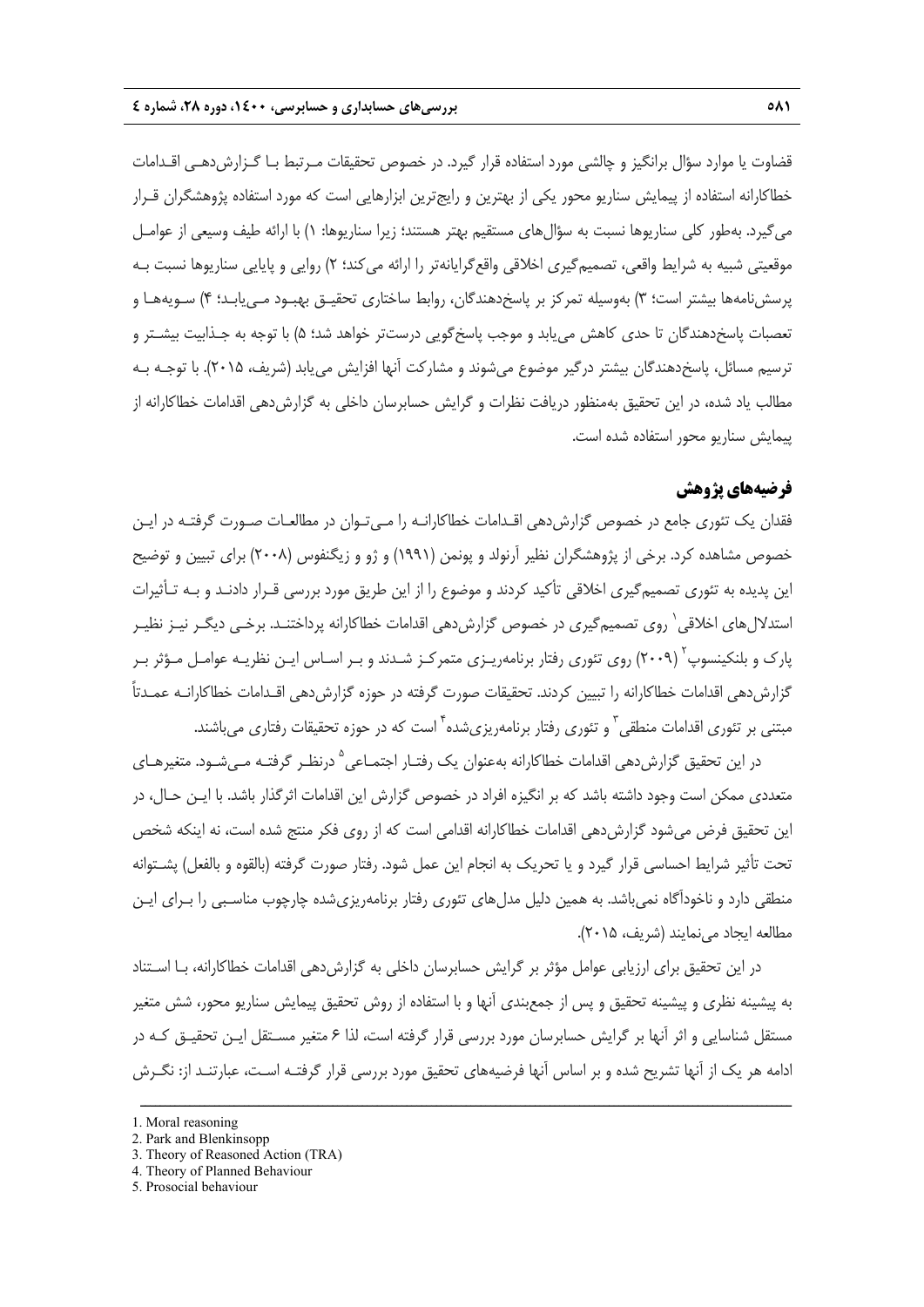قضاوت یا موارد سؤال برانگیز و چالشی مورد استفاده قرار گیرد. در خصوص تحقیقات مـرتبط بـا گـزارش‌دهـی اقـدامات خطاکارانه استفاده از پیمایش سناریو محور یکی از بهترین و رایج‌ترین ابزارهایی است که مورد استفاده پژوهشگران قـرار می‌گیرد. به‌طور کلی سناریوها نسبت به سؤال‌های مستقیم بهتر هستند؛ زیرا سناریوها: ۱) با ارائه طیف وسیعی از عوامـل موقعیتی شبیه به شرایط واقعی، تصمیم‌گیری اخلاقی واقع‌گرایانه‌تر را ارائه می‌کند؛ ۲) روایی و پایایی سناریوها نسبت بـه پرسش‌نامه‌ها بیشتر است؛ ۳) به‌وسیله تمرکز بر پاسخ‌دهندگان، روابط ساختاری تحقیـق بهبـود مـی‌یابـد؛ ۴) سـویه‌هـا و تعصبات پاسخ‌دهندگان تا حدی کاهش می‌یابد و موجب پاسخ‌گویی درست‌تر خواهد شد؛ ۵) با توجه به جـذابیت بیشـتر و ترسیم مسائل، پاسخ‌دهندگان بیشتر درگیر موضوع می‌شوند و مشارکت آنها افزایش می‌یابد (شریف، ۲۰۱۵). با توجـه بـه مطالب یاد شده، در این تحقیق به‌منظور دریافت نظرات و گرایش حسابرسان داخلی به گزارش‌دهی اقدامات خطاکارانه از پیمایش سناریو محور استفاده شده است.

## فرضیه‌های پژوهش

فقدان یک تئوری جامع در خصوص گزارش‌دهی اقـدامات خطاکارانـه را مـی‌تـوان در مطالعـات صـورت گرفتـه در ایـن خصوص مشاهده کرد. برخی از پژوهشگران نظیر آرنولد و پونمن (۱۹۹۱) و ژو و زیگنفوس (۲۰۰۸) برای تبیین و توضیح این پدیده به تئوری تصمیم‌گیری اخلاقی تأکید کردند و موضوع را از این طریق مورد بررسی قـرار دادنـد و بـه تـأثیرات استدلال‌های اخلاقی[1] روی تصمیم‌گیری در خصوص گزارش‌دهی اقدامات خطاکارانه پرداختنـد. برخـی دیگـر نیـز نظیـر پارک و بلنکینسوپ[2] (۲۰۰۹) روی تئوری رفتار برنامه‌ریـزی متمرکـز شـدند و بـر اسـاس ایـن نظریـه عوامـل مـؤثر بـر گزارش‌دهی اقدامات خطاکارانه را تبیین کردند. تحقیقات صورت گرفته در حوزه گزارش‌دهی اقـدامات خطاکارانـه عمـدتاً مبتنی بر تئوری اقدامات منطقی[3] و تئوری رفتار برنامه‌ریزی‌شده[4] است که در حوزه تحقیقات رفتاری می‌باشند.

در این تحقیق گزارش‌دهی اقدامات خطاکارانه به‌عنوان یک رفتـار اجتمـاعی[5] درنظـر گرفتـه مـی‌شـود. متغیرهـای متعددی ممکن است وجود داشته باشد که بر انگیزه افراد در خصوص گزارش این اقدامات اثرگذار باشد. با ایـن حـال، در این تحقیق فرض می‌شود گزارش‌دهی اقدامات خطاکارانه اقدامی است که از روی فکر منتج شده است، نه اینکه شخص تحت تأثیر شرایط احساسی قرار گیرد و یا تحریک به انجام این عمل شود. رفتار صورت گرفته (بالقوه و بالفعل) پشـتوانه منطقی دارد و ناخودآگاه نمی‌باشد. به همین دلیل مدل‌های تئوری رفتار برنامه‌ریزی‌شده چارچوب مناسـبی را بـرای ایـن مطالعه ایجاد می‌نمایند (شریف، ۲۰۱۵).

در این تحقیق برای ارزیابی عوامل مؤثر بر گرایش حسابرسان داخلی به گزارش‌دهی اقدامات خطاکارانه، بـا اسـتناد به پیشینه نظری و پیشینه تحقیق و پس از جمع‌بندی آنها و با استفاده از روش تحقیق پیمایش سناریو محور، شش متغیر مستقل شناسایی و اثر آنها بر گرایش حسابرسان مورد بررسی قرار گرفته است، لذا ۶ متغیر مسـتقل ایـن تحقیـق کـه در ادامه هر یک از آنها تشریح شده و بر اساس آنها فرضیه‌های تحقیق مورد بررسی قرار گرفتـه اسـت، عبارتنـد از: نگـرش

---

1. Moral reasoning
2. Park and Blenkinsopp
3. Theory of Reasoned Action (TRA)
4. Theory of Planned Behaviour
5. Prosocial behaviour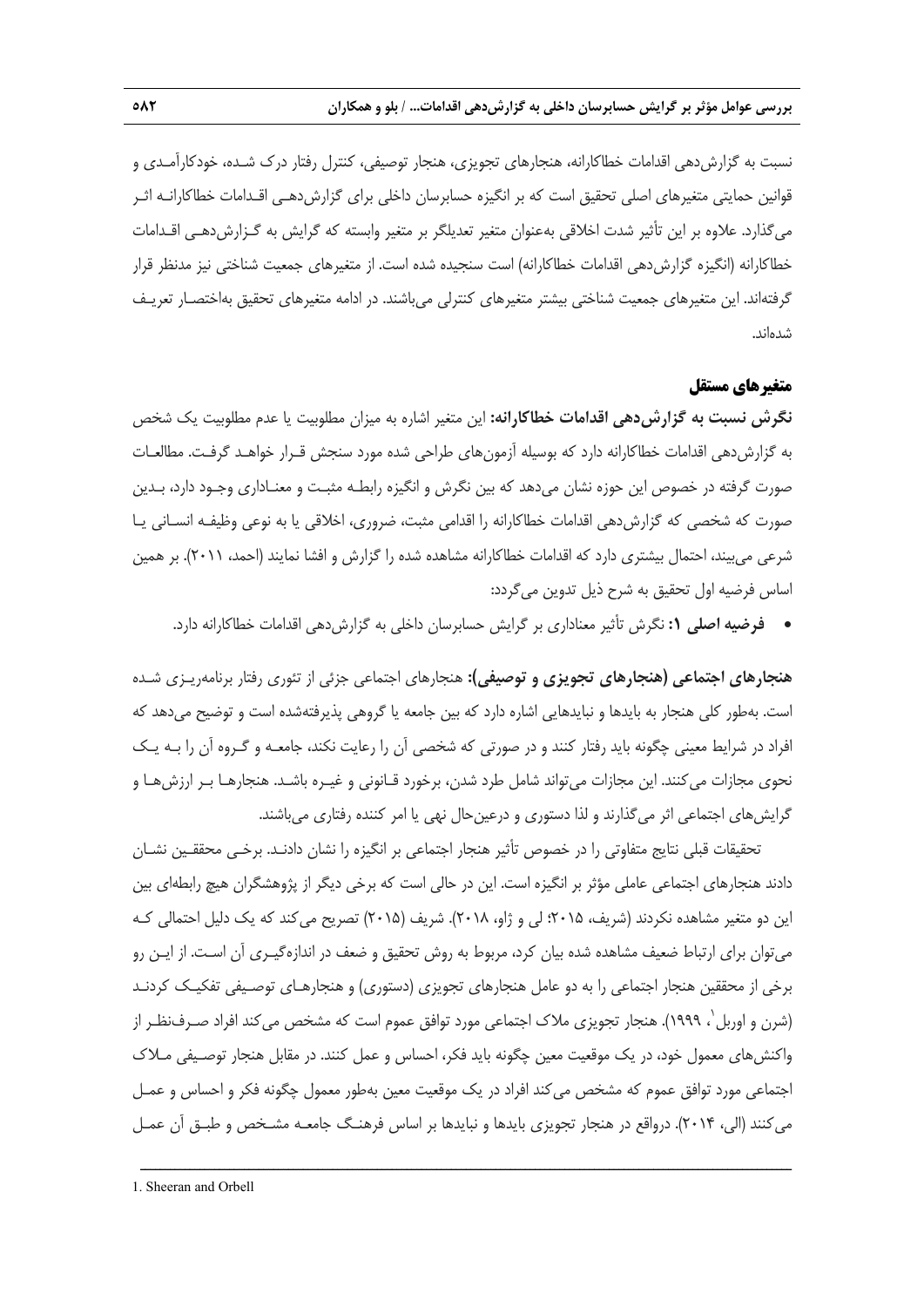نسبت به گزارش‌دهی اقدامات خطاکارانه، هنجارهای تجویزی، هنجار توصیفی، کنترل رفتار درک شده، خودکارآمدی و قوانین حمایتی متغیرهای اصلی تحقیق است که بر انگیزه حسابرسان داخلی برای گزارش‌دهی اقدامات خطاکارانه اثر می‌گذارد. علاوه بر این تأثیر شدت اخلاقی به‌عنوان متغیر تعدیلگر بر متغیر وابسته که گرایش به گزارش‌دهی اقدامات خطاکارانه (انگیزه گزارش‌دهی اقدامات خطاکارانه) است سنجیده شده است. از متغیرهای جمعیت شناختی نیز مدنظر قرار گرفته‌اند. این متغیرهای جمعیت شناختی بیشتر متغیرهای کنترلی می‌باشند. در ادامه متغیرهای تحقیق به‌اختصار تعریف شده‌اند.

## متغیرهای مستقل

**نگرش نسبت به گزارش‌دهی اقدامات خطاکارانه:** این متغیر اشاره به میزان مطلوبیت یا عدم مطلوبیت یک شخص به گزارش‌دهی اقدامات خطاکارانه دارد که بوسیله آزمون‌های طراحی شده مورد سنجش قرار خواهد گرفت. مطالعات صورت گرفته در خصوص این حوزه نشان می‌دهد که بین نگرش و انگیزه رابطه مثبت و معناداری وجود دارد، بدین صورت که شخصی که گزارش‌دهی اقدامات خطاکارانه را اقدامی مثبت، ضروری، اخلاقی یا به نوعی وظیفه انسانی یا شرعی می‌بیند، احتمال بیشتری دارد که اقدامات خطاکارانه مشاهده شده را گزارش و افشا نمایند (احمد، ۲۰۱۱). بر همین اساس فرضیه اول تحقیق به شرح ذیل تدوین می‌گردد:

- **فرضیه اصلی ۱:** نگرش تأثیر معناداری بر گرایش حسابرسان داخلی به گزارش‌دهی اقدامات خطاکارانه دارد.

**هنجارهای اجتماعی (هنجارهای تجویزی و توصیفی):** هنجارهای اجتماعی جزئی از تئوری رفتار برنامه‌ریزی شده است. به‌طور کلی هنجار به بایدها و نبایدهایی اشاره دارد که بین جامعه یا گروهی پذیرفته‌شده است و توضیح می‌دهد که افراد در شرایط معینی چگونه باید رفتار کنند و در صورتی که شخصی آن را رعایت نکند، جامعه و گروه آن را به یک نحوی مجازات می‌کنند. این مجازات می‌تواند شامل طرد شدن، برخورد قانونی و غیره باشد. هنجارها بر ارزش‌ها و گرایش‌های اجتماعی اثر می‌گذارند و لذا دستوری و درعین‌حال نهی یا امر کننده رفتاری می‌باشند.

تحقیقات قبلی نتایج متفاوتی را در خصوص تأثیر هنجار اجتماعی بر انگیزه را نشان دادند. برخی محققین نشان دادند هنجارهای اجتماعی عاملی مؤثر بر انگیزه است. این در حالی است که برخی دیگر از پژوهشگران هیچ رابطه‌ای بین این دو متغیر مشاهده نکردند (شریف، ۲۰۱۵؛ لی و ژاو، ۲۰۱۸). شریف (۲۰۱۵) تصریح می‌کند که یک دلیل احتمالی که می‌توان برای ارتباط ضعیف مشاهده شده بیان کرد، مربوط به روش تحقیق و ضعف در اندازه‌گیری آن است. از این رو برخی از محققین هنجار اجتماعی را به دو عامل هنجارهای تجویزی (دستوری) و هنجارهای توصیفی تفکیک کردند (شرن و اوربل[1]، ۱۹۹۹). هنجار تجویزی ملاک اجتماعی مورد توافق عموم است که مشخص می‌کند افراد صرف‌نظر از واکنش‌های معمول خود، در یک موقعیت معین چگونه باید فکر، احساس و عمل کنند. در مقابل هنجار توصیفی ملاک اجتماعی مورد توافق عموم که مشخص می‌کند افراد در یک موقعیت معین به‌طور معمول چگونه فکر و احساس و عمل می‌کنند (الی، ۲۰۱۴). درواقع در هنجار تجویزی بایدها و نبایدها بر اساس فرهنگ جامعه مشخص و طبق آن عمل

---

1. Sheeran and Orbell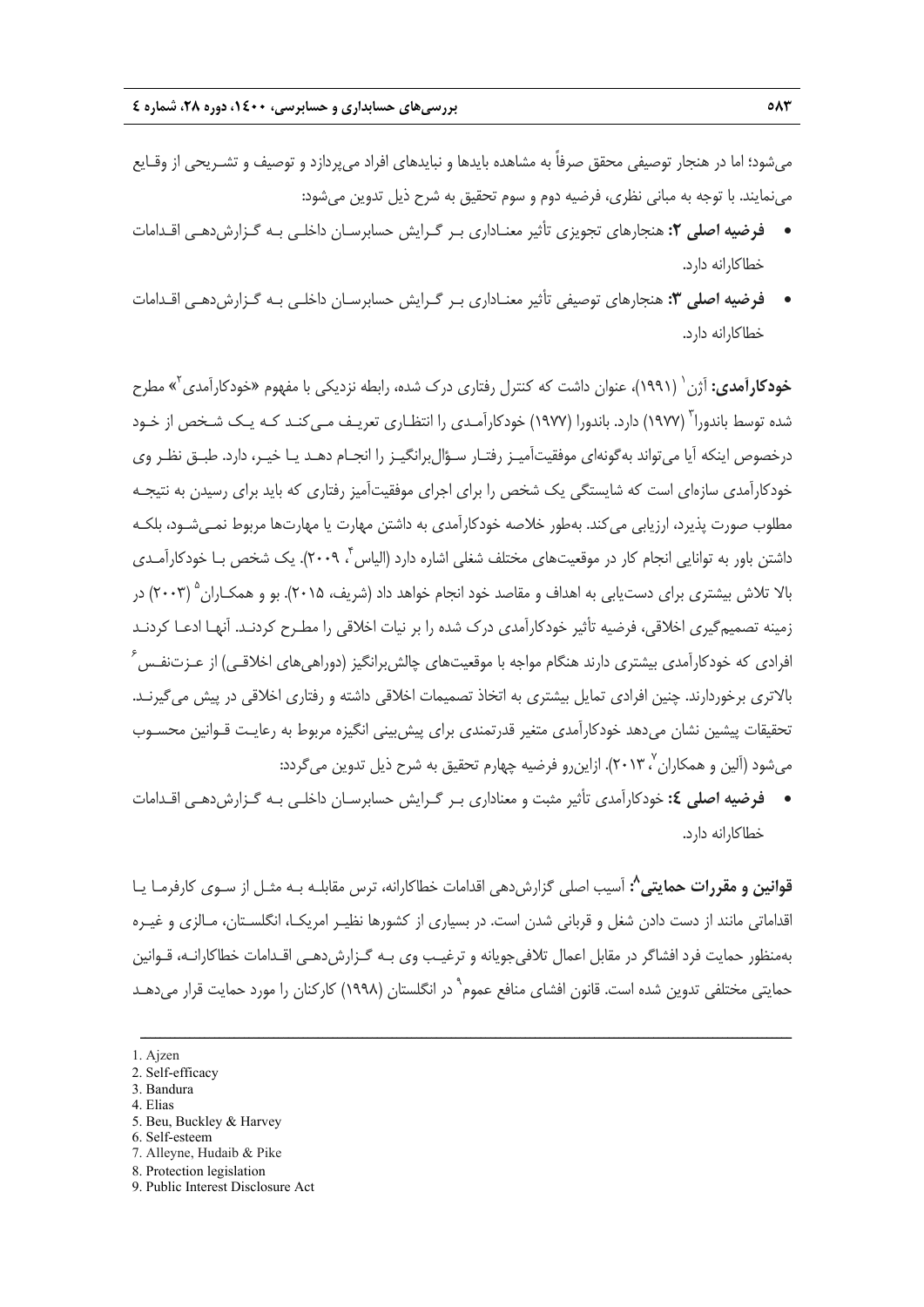می‌شود؛ اما در هنجار توصیفی محقق صرفاً به مشاهده بایدها و نبایدهای افراد می‌پردازد و توصیف و تشریحی از وقایع می‌نمایند. با توجه به مبانی نظری، فرضیه دوم و سوم تحقیق به شرح ذیل تدوین می‌شود:

- **فرضیه اصلی ۲:** هنجارهای تجویزی تأثیر معناداری بر گرایش حسابرسان داخلی به گزارش‌دهی اقدامات خطاکارانه دارد.
- **فرضیه اصلی ۳:** هنجارهای توصیفی تأثیر معناداری بر گرایش حسابرسان داخلی به گزارش‌دهی اقدامات خطاکارانه دارد.

**خودکارآمدی:** آژن[1] (۱۹۹۱)، عنوان داشت که کنترل رفتاری درک شده، رابطه نزدیکی با مفهوم «خودکارآمدی[2]» مطرح شده توسط باندورا[3] (۱۹۷۷) دارد. باندورا (۱۹۷۷) خودکارآمدی را انتظاری تعریف می‌کند که یک شخص از خود درخصوص اینکه آیا می‌تواند به‌گونه‌ای موفقیت‌آمیز رفتار سؤال‌برانگیز را انجام دهد یا خیر، دارد. طبق نظر وی خودکارآمدی سازه‌ای است که شایستگی یک شخص را برای اجرای موفقیت‌آمیز رفتاری که باید برای رسیدن به نتیجه مطلوب صورت پذیرد، ارزیابی می‌کند. به‌طور خلاصه خودکارآمدی به داشتن مهارت یا مهارت‌ها مربوط نمی‌شود، بلکه داشتن باور به توانایی انجام کار در موقعیت‌های مختلف شغلی اشاره دارد (الیاس[4]، ۲۰۰۹). یک شخص با خودکارآمدی بالا تلاش بیشتری برای دست‌یابی به اهداف و مقاصد خود انجام خواهد داد (شریف، ۲۰۱۵). بو و همکاران[5] (۲۰۰۳) در زمینه تصمیم‌گیری اخلاقی، فرضیه تأثیر خودکارآمدی درک شده را بر نیات اخلاقی را مطرح کردند. آنها ادعا کردند افرادی که خودکارآمدی بیشتری دارند هنگام مواجه با موقعیت‌های چالش‌برانگیز (دوراهی‌های اخلاقی) از عزت‌نفس[6] بالاتری برخوردارند. چنین افرادی تمایل بیشتری به اتخاذ تصمیمات اخلاقی داشته و رفتاری اخلاقی در پیش می‌گیرند. تحقیقات پیشین نشان می‌دهد خودکارآمدی متغیر قدرتمندی برای پیش‌بینی انگیزه مربوط به رعایت قوانین محسوب می‌شود (آلین و همکاران[7]، ۲۰۱۳). ازاین‌رو فرضیه چهارم تحقیق به شرح ذیل تدوین می‌گردد:

- **فرضیه اصلی ٤:** خودکارآمدی تأثیر مثبت و معناداری بر گرایش حسابرسان داخلی به گزارش‌دهی اقدامات خطاکارانه دارد.

**قوانین و مقررات حمایتی[8]:** آسیب اصلی گزارش‌دهی اقدامات خطاکارانه، ترس مقابله به مثل از سوی کارفرما یا اقداماتی مانند از دست دادن شغل و قربانی شدن است. در بسیاری از کشورها نظیر امریکا، انگلستان، مالزی و غیره به‌منظور حمایت فرد افشاگر در مقابل اعمال تلافی‌جویانه و ترغیب وی به گزارش‌دهی اقدامات خطاکارانه، قوانین حمایتی مختلفی تدوین شده است. قانون افشای منافع عموم[9] در انگلستان (۱۹۹۸) کارکنان را مورد حمایت قرار می‌دهد

---

1. Ajzen
2. Self-efficacy
3. Bandura
4. Elias
5. Beu, Buckley & Harvey
6. Self-esteem
7. Alleyne, Hudaib & Pike
8. Protection legislation
9. Public Interest Disclosure Act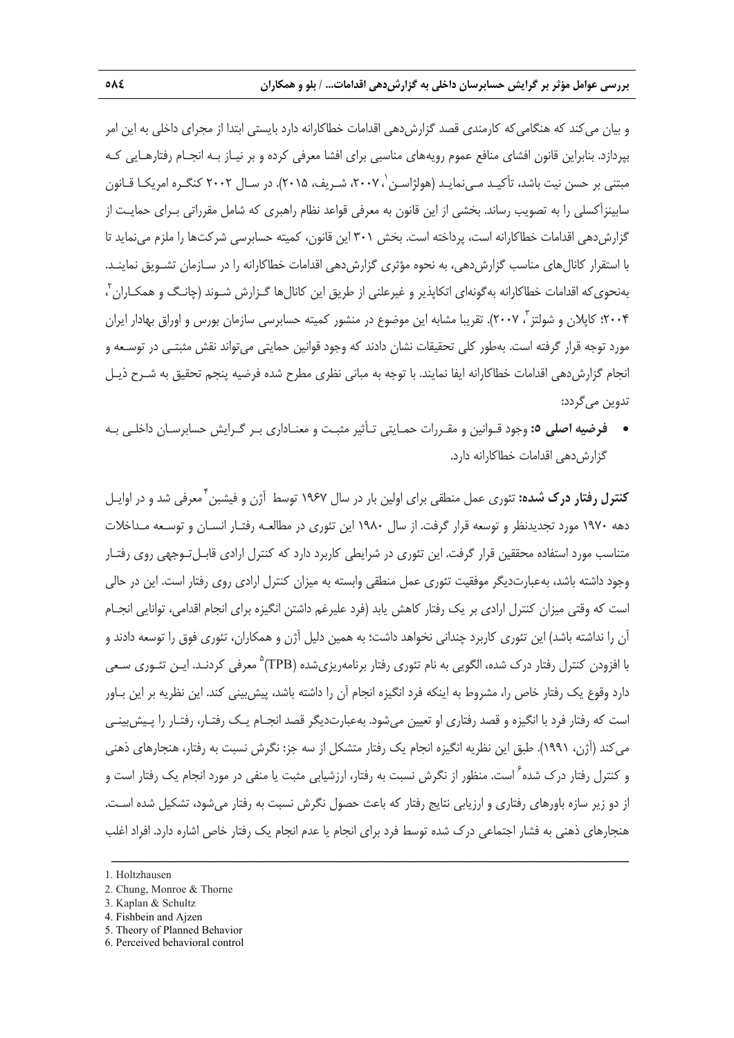و بیان می‌کند که هنگامی‌که کارمندی قصد گزارش‌دهی اقدامات خطاکارانه دارد بایستی ابتدا از مجرای داخلی به این امر بپردازد. بنابراین قانون افشای منافع عموم رویه‌های مناسبی برای افشا معرفی کرده و بر نیاز به انجام رفتارهایی که مبتنی بر حسن نیت باشد، تأکید می‌نماید (هولژاسن[1]، ۲۰۰۷، شریف، ۲۰۱۵). در سال ۲۰۰۲ کنگره امریکا قانون ساربنزآکسلی را به تصویب رساند. بخشی از این قانون به معرفی قواعد نظام راهبری که شامل مقرراتی برای حمایت از گزارش‌دهی اقدامات خطاکارانه است، پرداخته است. بخش ۳۰۱ این قانون، کمیته حسابرسی شرکت‌ها را ملزم می‌نماید تا با استقرار کانال‌های مناسب گزارش‌دهی، به نحوه مؤثری گزارش‌دهی اقدامات خطاکارانه را در سازمان تشویق نمایند. به‌نحوی‌که اقدامات خطاکارانه به‌گونه‌ای اتکاپذیر و غیرعلنی از طریق این کانال‌ها گزارش شوند (چانگ و همکاران[2]، ۲۰۰۴؛ کاپلان و شولتز[3]، ۲۰۰۷). تقریبا مشابه این موضوع در منشور کمیته حسابرسی سازمان بورس و اوراق بهادار ایران مورد توجه قرار گرفته است. به‌طور کلی تحقیقات نشان دادند که وجود قوانین حمایتی می‌تواند نقش مثبتی در توسعه و انجام گزارش‌دهی اقدامات خطاکارانه ایفا نمایند. با توجه به مبانی نظری مطرح شده فرضیه پنجم تحقیق به شرح ذیل تدوین می‌گردد:

- **فرضیه اصلی ۵:** وجود قوانین و مقررات حمایتی تأثیر مثبت و معناداری بر گرایش حسابرسان داخلی به گزارش‌دهی اقدامات خطاکارانه دارد.

**کنترل رفتار درک شده:** تئوری عمل منطقی برای اولین بار در سال ۱۹۶۷ توسط آژن و فیشبن[4] معرفی شد و در اوایل دهه ۱۹۷۰ مورد تجدیدنظر و توسعه قرار گرفت. از سال ۱۹۸۰ این تئوری در مطالعه رفتار انسان و توسعه مداخلات متناسب مورد استفاده محققین قرار گرفت. این تئوری در شرایطی کاربرد دارد که کنترل ارادی قابل‌توجهی روی رفتار وجود داشته باشد، به‌عبارت‌دیگر موفقیت تئوری عمل منطقی وابسته به میزان کنترل ارادی روی رفتار است. این در حالی است که وقتی میزان کنترل ارادی بر یک رفتار کاهش یابد (فرد علیرغم داشتن انگیزه برای انجام اقدامی، توانایی انجام آن را نداشته باشد) این تئوری کاربرد چندانی نخواهد داشت؛ به همین دلیل آژن و همکاران، تئوری فوق را توسعه دادند و با افزودن کنترل رفتار درک شده، الگویی به نام تئوری رفتار برنامه‌ریزی‌شده (TPB)[5] معرفی کردند. این تئوری سعی دارد وقوع یک رفتار خاص را، مشروط به اینکه فرد انگیزه انجام آن را داشته باشد، پیش‌بینی کند. این نظریه بر این باور است که رفتار فرد با انگیزه و قصد رفتاری او تعیین می‌شود. به‌عبارت‌دیگر قصد انجام یک رفتار، رفتار را پیش‌بینی می‌کند (آژن، ۱۹۹۱). طبق این نظریه انگیزه انجام یک رفتار متشکل از سه جز: نگرش نسبت به رفتار، هنجارهای ذهنی و کنترل رفتار درک شده[6] است. منظور از نگرش نسبت به رفتار، ارزشیابی مثبت یا منفی در مورد انجام یک رفتار است و از دو زیر سازه باورهای رفتاری و ارزیابی نتایج رفتار که باعث حصول نگرش نسبت به رفتار می‌شود، تشکیل شده است. هنجارهای ذهنی به فشار اجتماعی درک شده توسط فرد برای انجام یا عدم انجام یک رفتار خاص اشاره دارد. افراد اغلب

---

1. Holtzhausen
2. Chung, Monroe & Thorne
3. Kaplan & Schultz
4. Fishbein and Ajzen
5. Theory of Planned Behavior
6. Perceived behavioral control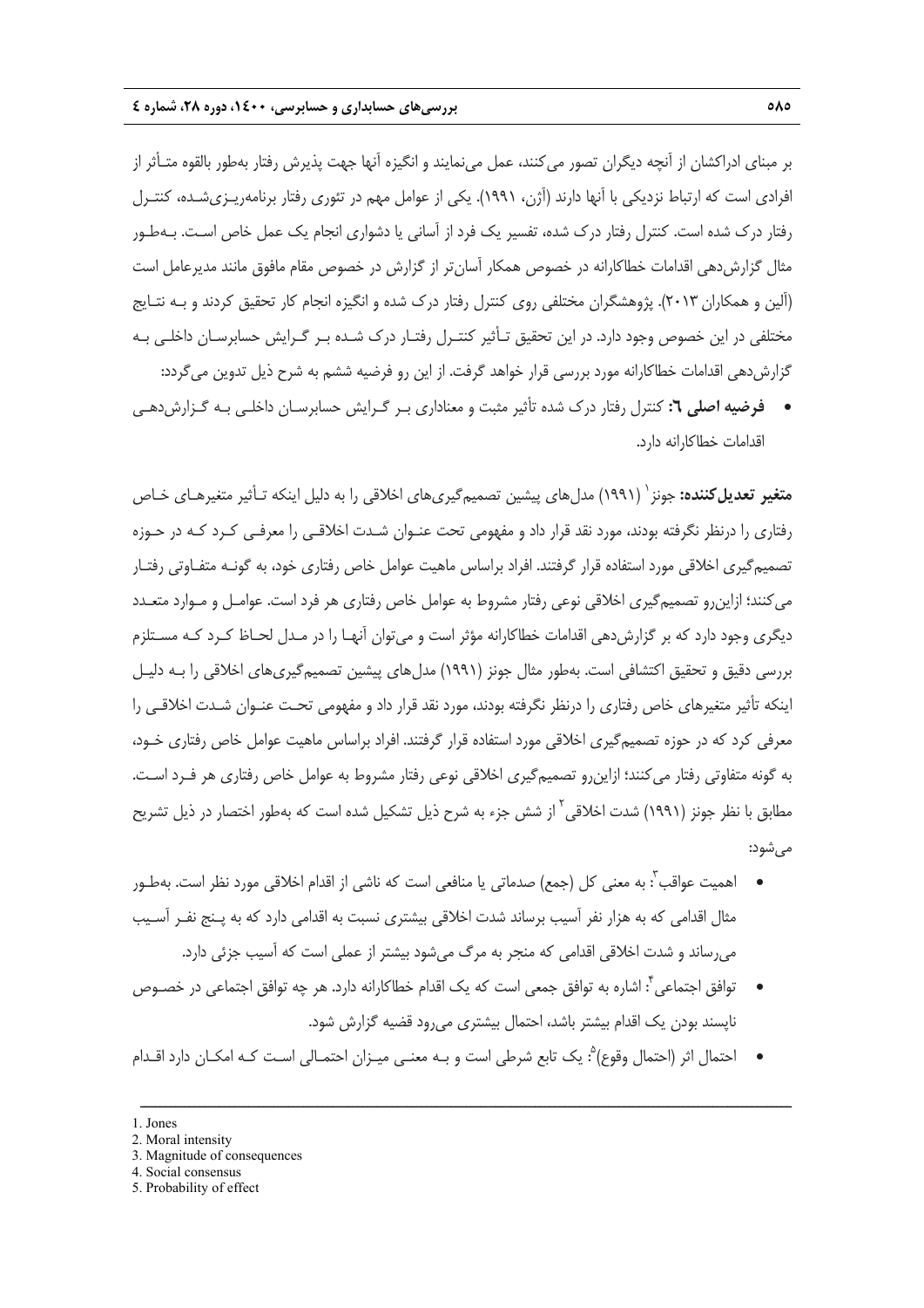بر مبنای ادراکشان از آنچه دیگران تصور می‌کنند، عمل می‌نمایند و انگیزه آنها جهت پذیرش رفتار به‌طور بالقوه متـأثر از افرادی است که ارتباط نزدیکی با آنها دارند (آژن، ۱۹۹۱). یکی از عوامل مهم در تئوری رفتار برنامه‌ریـزی‌شـده، کنتـرل رفتار درک شده است. کنترل رفتار درک شده، تفسیر یک فرد از آسانی یا دشواری انجام یک عمل خاص اسـت. بـه‌طـور مثال گزارش‌دهی اقدامات خطاکارانه در خصوص همکار آسان‌تر از گزارش در خصوص مقام مافوق مانند مدیرعامل است (آلین و همکاران ۲۰۱۳). پژوهشگران مختلفی روی کنترل رفتار درک شده و انگیزه انجام کار تحقیق کردند و بـه نتـایج مختلفی در این خصوص وجود دارد. در این تحقیق تـأثیر کنتـرل رفتـار درک شـده بـر گـرایش حسابرسـان داخلـی بـه گزارش‌دهی اقدامات خطاکارانه مورد بررسی قرار خواهد گرفت. از این رو فرضیه ششم به شرح ذیل تدوین می‌گردد:

- **فرضیه اصلی ٦:** کنترل رفتار درک شده تأثیر مثبت و معناداری بـر گـرایش حسابرسـان داخلـی بـه گـزارش‌دهـی اقدامات خطاکارانه دارد.

**متغیر تعدیل‌کننده:** جونز[1] (۱۹۹۱) مدل‌های پیشین تصمیم‌گیری‌های اخلاقی را به دلیل اینکه تـأثیر متغیرهـای خـاص رفتاری را درنظر نگرفته بودند، مورد نقد قرار داد و مفهومی تحت عنـوان شـدت اخلاقـی را معرفـی کـرد کـه در حـوزه تصمیم‌گیری اخلاقی مورد استفاده قرار گرفتند. افراد براساس ماهیت عوامل خاص رفتاری خود، به گونـه متفـاوتی رفتـار می‌کنند؛ ازاین‌رو تصمیم‌گیری اخلاقی نوعی رفتار مشروط به عوامل خاص رفتاری هر فرد است. عوامـل و مـوارد متعـدد دیگری وجود دارد که بر گزارش‌دهی اقدامات خطاکارانه مؤثر است و می‌توان آنهـا را در مـدل لحـاظ کـرد کـه مسـتلزم بررسی دقیق و تحقیق اکتشافی است. به‌طور مثال جونز (۱۹۹۱) مدل‌های پیشین تصمیم‌گیری‌های اخلاقی را بـه دلیـل اینکه تأثیر متغیرهای خاص رفتاری را درنظر نگرفته بودند، مورد نقد قرار داد و مفهومی تحـت عنـوان شـدت اخلاقـی را معرفی کرد که در حوزه تصمیم‌گیری اخلاقی مورد استفاده قرار گرفتند. افراد براساس ماهیت عوامل خاص رفتاری خـود، به گونه متفاوتی رفتار می‌کنند؛ ازاین‌رو تصمیم‌گیری اخلاقی نوعی رفتار مشروط به عوامل خاص رفتاری هر فـرد اسـت. مطابق با نظر جونز (۱۹۹۱) شدت اخلاقی[2] از شش جزء به شرح ذیل تشکیل شده است که به‌طور اختصار در ذیل تشریح می‌شود:

- اهمیت عواقب[3]: به معنی کل (جمع) صدماتی یا منافعی است که ناشی از اقدام اخلاقی مورد نظر است. به‌طـور مثال اقدامی که به هزار نفر آسیب برساند شدت اخلاقی بیشتری نسبت به اقدامی دارد که به پـنج نفـر آسـیب می‌رساند و شدت اخلاقی اقدامی که منجر به مرگ می‌شود بیشتر از عملی است که آسیب جزئی دارد.
- توافق اجتماعی[4]: اشاره به توافق جمعی است که یک اقدام خطاکارانه دارد. هر چه توافق اجتماعی در خصـوص ناپسند بودن یک اقدام بیشتر باشد، احتمال بیشتری می‌رود قضیه گزارش شود.
- احتمال اثر (احتمال وقوع)[5]: یک تابع شرطی است و بـه معنـی میـزان احتمـالی اسـت کـه امکـان دارد اقـدام

---

1. Jones
2. Moral intensity
3. Magnitude of consequences
4. Social consensus
5. Probability of effect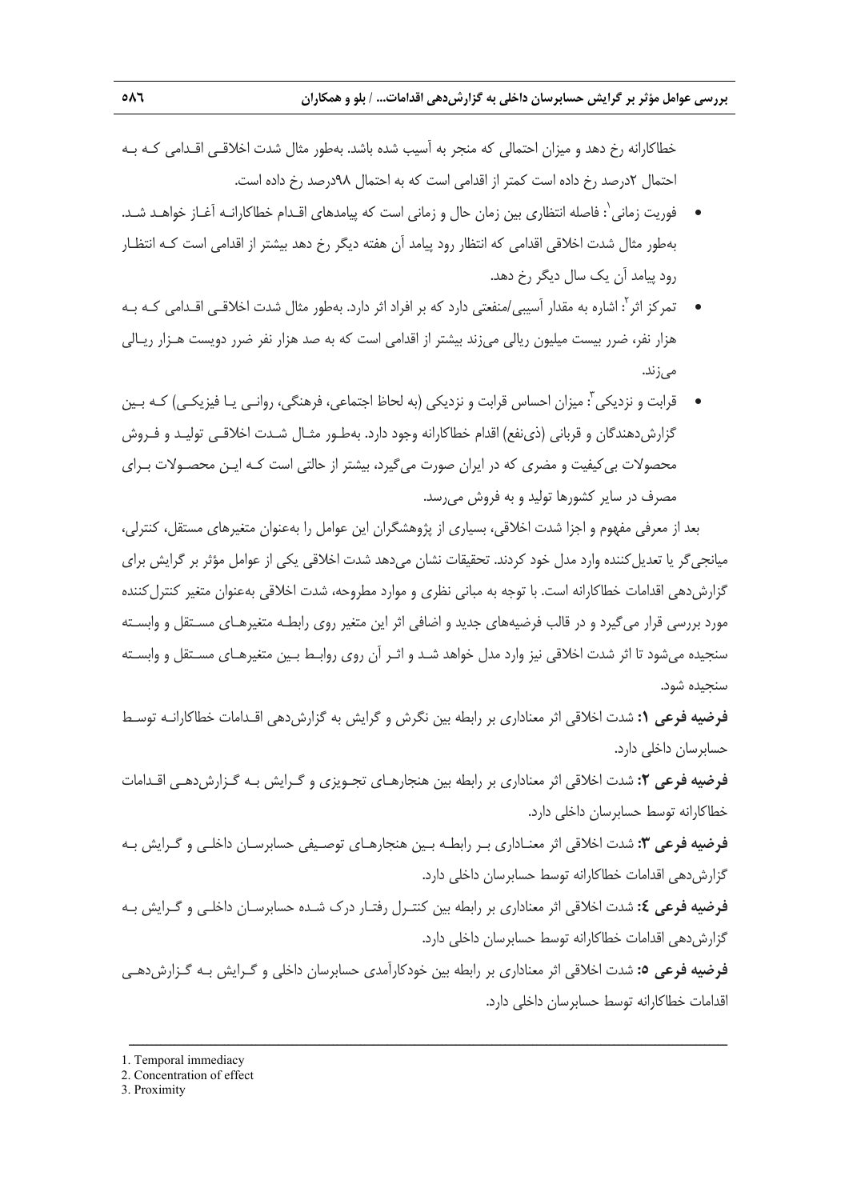خطاکارانه رخ دهد و میزان احتمالی که منجر به آسیب شده باشد. به‌طور مثال شدت اخلاقی اقدامی که به احتمال ۲درصد رخ داده است کمتر از اقدامی است که به احتمال ۹۸درصد رخ داده است.

- فوریت زمانی[1]: فاصله انتظاری بین زمان حال و زمانی است که پیامدهای اقدام خطاکارانه آغاز خواهد شد. به‌طور مثال شدت اخلاقی اقدامی که انتظار رود پیامد آن هفته دیگر رخ دهد بیشتر از اقدامی است که انتظار رود پیامد آن یک سال دیگر رخ دهد.
- تمرکز اثر[2]: اشاره به مقدار آسیبی/منفعتی دارد که بر افراد اثر دارد. به‌طور مثال شدت اخلاقی اقدامی که به هزار نفر، ضرر بیست میلیون ریالی می‌زند بیشتر از اقدامی است که به صد هزار نفر ضرر دویست هزار ریالی می‌زند.
- قرابت و نزدیکی[3]: میزان احساس قرابت و نزدیکی (به لحاظ اجتماعی، فرهنگی، روانی یا فیزیکی) که بین گزارش‌دهندگان و قربانی (ذی‌نفع) اقدام خطاکارانه وجود دارد. به‌طور مثال شدت اخلاقی تولید و فروش محصولات بی‌کیفیت و مضری که در ایران صورت می‌گیرد، بیشتر از حالتی است که این محصولات برای مصرف در سایر کشورها تولید و به فروش می‌رسد.

بعد از معرفی مفهوم و اجزا شدت اخلاقی، بسیاری از پژوهشگران این عوامل را به‌عنوان متغیرهای مستقل، کنترلی، میانجی‌گر یا تعدیل‌کننده وارد مدل خود کردند. تحقیقات نشان می‌دهد شدت اخلاقی یکی از عوامل مؤثر بر گرایش برای گزارش‌دهی اقدامات خطاکارانه است. با توجه به مبانی نظری و موارد مطروحه، شدت اخلاقی به‌عنوان متغیر کنترل‌کننده مورد بررسی قرار می‌گیرد و در قالب فرضیه‌های جدید و اضافی اثر این متغیر روی رابطه متغیرهای مستقل و وابسته سنجیده می‌شود تا اثر شدت اخلاقی نیز وارد مدل خواهد شد و اثر آن روی روابط بین متغیرهای مستقل و وابسته سنجیده شود.

**فرضیه فرعی ۱:** شدت اخلاقی اثر معناداری بر رابطه بین نگرش و گرایش به گزارش‌دهی اقدامات خطاکارانه توسط حسابرسان داخلی دارد.

**فرضیه فرعی ۲:** شدت اخلاقی اثر معناداری بر رابطه بین هنجارهای تجویزی و گرایش به گزارش‌دهی اقدامات خطاکارانه توسط حسابرسان داخلی دارد.

**فرضیه فرعی ۳:** شدت اخلاقی اثر معناداری بر رابطه بین هنجارهای توصیفی حسابرسان داخلی و گرایش به گزارش‌دهی اقدامات خطاکارانه توسط حسابرسان داخلی دارد.

**فرضیه فرعی ٤:** شدت اخلاقی اثر معناداری بر رابطه بین کنترل رفتار درک شده حسابرسان داخلی و گرایش به گزارش‌دهی اقدامات خطاکارانه توسط حسابرسان داخلی دارد.

**فرضیه فرعی ٥:** شدت اخلاقی اثر معناداری بر رابطه بین خودکارآمدی حسابرسان داخلی و گرایش به گزارش‌دهی اقدامات خطاکارانه توسط حسابرسان داخلی دارد.

---

1. Temporal immediacy
2. Concentration of effect
3. Proximity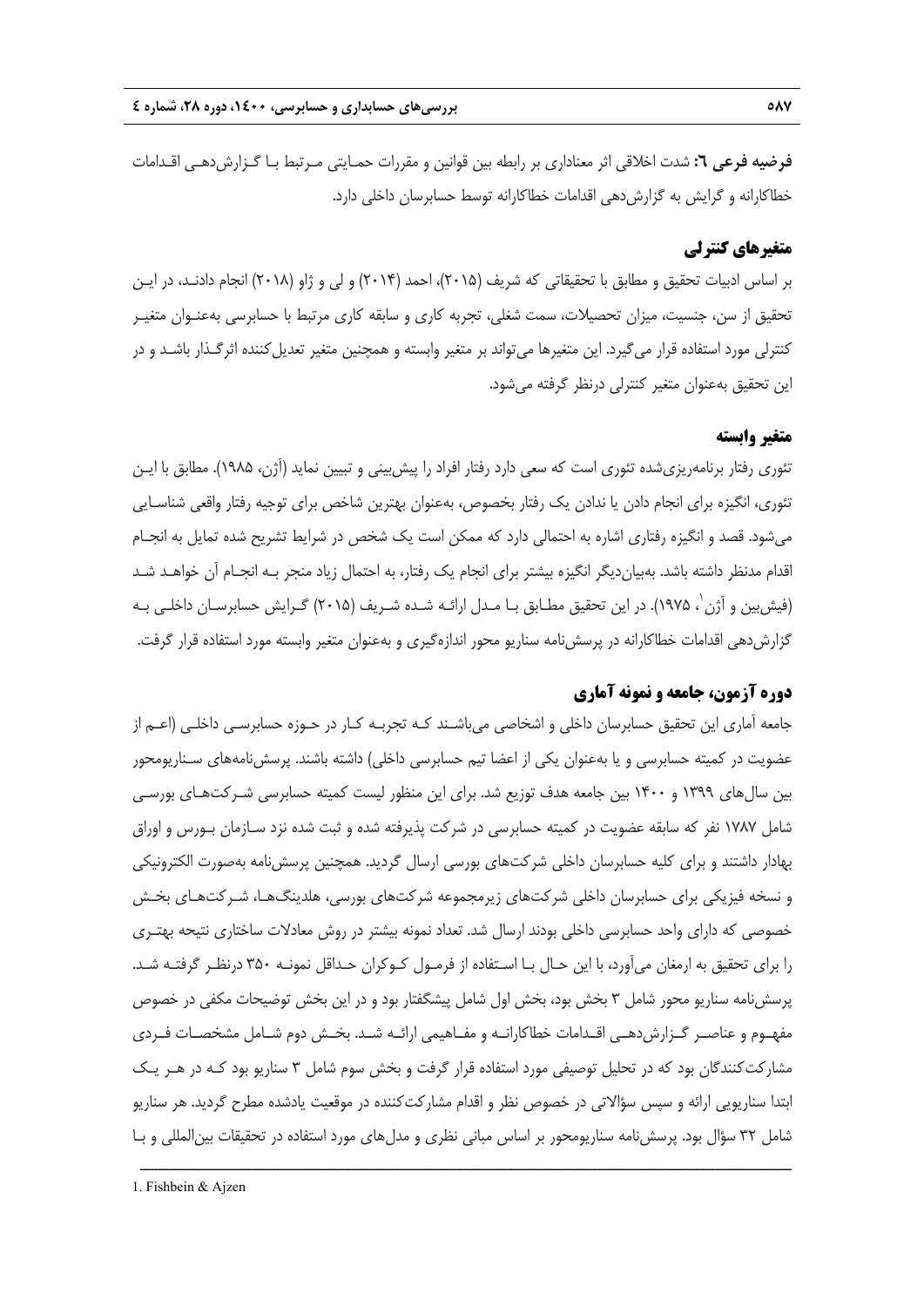**فرضیه فرعی ٦:** شدت اخلاقی اثر معناداری بر رابطه بین قوانین و مقررات حمایتی مرتبط با گزارش‌دهی اقدامات خطاکارانه و گرایش به گزارش‌دهی اقدامات خطاکارانه توسط حسابرسان داخلی دارد.

## متغیرهای کنترلی

بر اساس ادبیات تحقیق و مطابق با تحقیقاتی که شریف (۲۰۱۵)، احمد (۲۰۱۴) و لی و ژاو (۲۰۱۸) انجام دادند، در این تحقیق از سن، جنسیت، میزان تحصیلات، سمت شغلی، تجربه کاری و سابقه کاری مرتبط با حسابرسی به‌عنوان متغیر کنترلی مورد استفاده قرار می‌گیرد. این متغیرها می‌تواند بر متغیر وابسته و همچنین متغیر تعدیل‌کننده اثرگذار باشد و در این تحقیق به‌عنوان متغیر کنترلی درنظر گرفته می‌شود.

## متغیر وابسته

تئوری رفتار برنامه‌ریزی‌شده تئوری است که سعی دارد رفتار افراد را پیش‌بینی و تبیین نماید (آژن، ۱۹۸۵). مطابق با این تئوری، انگیزه برای انجام دادن یا ندادن یک رفتار بخصوص، به‌عنوان بهترین شاخص برای توجیه رفتار واقعی شناسایی می‌شود. قصد و انگیزه رفتاری اشاره به احتمالی دارد که ممکن است یک شخص در شرایط تشریح شده تمایل به انجام اقدام مدنظر داشته باشد. به‌بیان‌دیگر انگیزه بیشتر برای انجام یک رفتار، به احتمال زیاد منجر به انجام آن خواهد شد (فیش‌بین و آژن[1]، ۱۹۷۵). در این تحقیق مطابق با مدل ارائه شده شریف (۲۰۱۵) گرایش حسابرسان داخلی به گزارش‌دهی اقدامات خطاکارانه در پرسش‌نامه سناریو محور اندازه‌گیری و به‌عنوان متغیر وابسته مورد استفاده قرار گرفت.

## دوره آزمون، جامعه و نمونه آماری

جامعه آماری این تحقیق حسابرسان داخلی و اشخاصی می‌باشند که تجربه کار در حوزه حسابرسی داخلی (اعم از عضویت در کمیته حسابرسی و یا به‌عنوان یکی از اعضا تیم حسابرسی داخلی) داشته باشند. پرسش‌نامه‌های سناریومحور بین سال‌های ۱۳۹۹ و ۱۴۰۰ بین جامعه هدف توزیع شد. برای این منظور لیست کمیته حسابرسی شرکت‌های بورسی شامل ۱۷۸۷ نفر که سابقه عضویت در کمیته حسابرسی در شرکت پذیرفته شده و ثبت شده نزد سازمان بورس و اوراق بهادار داشتند و برای کلیه حسابرسان داخلی شرکت‌های بورسی ارسال گردید. همچنین پرسش‌نامه به‌صورت الکترونیکی و نسخه فیزیکی برای حسابرسان داخلی شرکت‌های زیرمجموعه شرکت‌های بورسی، هلدینگ‌ها، شرکت‌های بخش خصوصی که دارای واحد حسابرسی داخلی بودند ارسال شد. تعداد نمونه بیشتر در روش معادلات ساختاری نتیجه بهتری را برای تحقیق به ارمغان می‌آورد، با این حال با استفاده از فرمول کوکران حداقل نمونه ۳۵۰ درنظر گرفته شد. پرسش‌نامه سناریو محور شامل ۳ بخش بود، بخش اول شامل پیشگفتار بود و در این بخش توضیحات مکفی در خصوص مفهوم و عناصر گزارش‌دهی اقدامات خطاکارانه و مفاهیمی ارائه شد. بخش دوم شامل مشخصات فردی مشارکت‌کنندگان بود که در تحلیل توصیفی مورد استفاده قرار گرفت و بخش سوم شامل ۳ سناریو بود که در هر یک ابتدا سناریویی ارائه و سپس سؤالاتی در خصوص نظر و اقدام مشارکت‌کننده در موقعیت یادشده مطرح گردید. هر سناریو شامل ۳۲ سؤال بود. پرسش‌نامه سناریومحور بر اساس مبانی نظری و مدل‌های مورد استفاده در تحقیقات بین‌المللی و با

---

1. Fishbein & Ajzen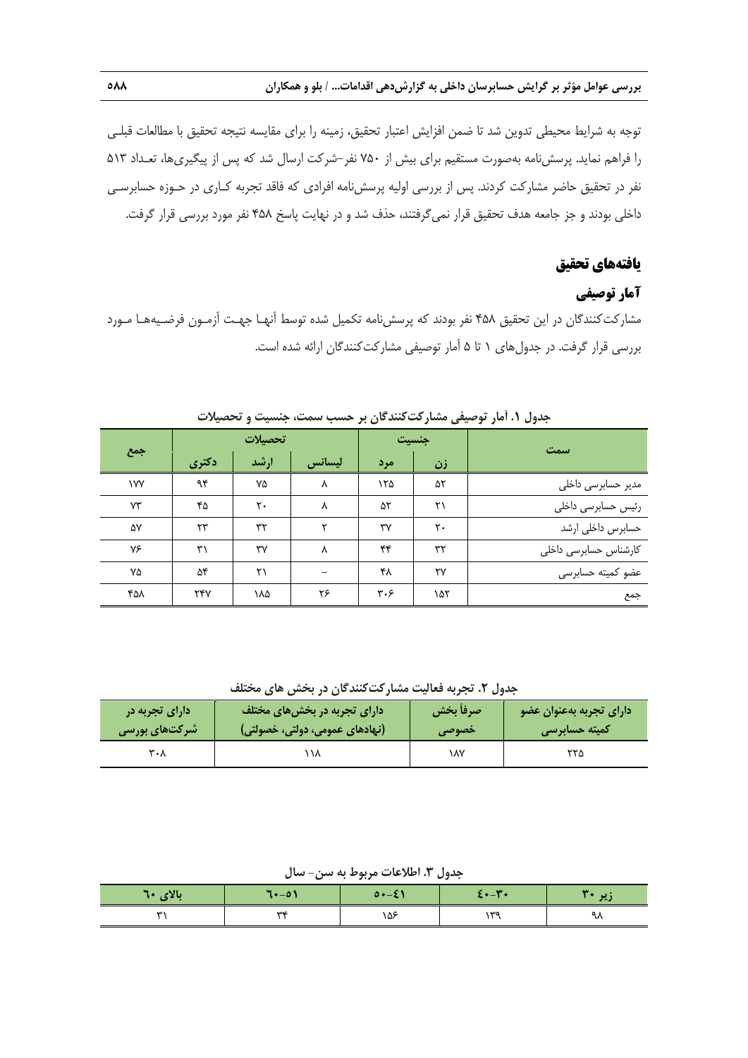توجه به شرایط محیطی تدوین شد تا ضمن افزایش اعتبار تحقیق، زمینه را برای مقایسه نتیجه تحقیق با مطالعات قبلی را فراهم نماید. پرسش‌نامه به‌صورت مستقیم برای بیش از ۷۵۰ نفر-شرکت ارسال شد که پس از پیگیری‌ها، تعداد ۵۱۳ نفر در تحقیق حاضر مشارکت کردند. پس از بررسی اولیه پرسش‌نامه افرادی که فاقد تجربه کاری در حوزه حسابرسی داخلی بودند و جز جامعه هدف تحقیق قرار نمی‌گرفتند، حذف شد و در نهایت پاسخ ۴۵۸ نفر مورد بررسی قرار گرفت.

## یافته‌های تحقیق

### آمار توصیفی

مشارکت‌کنندگان در این تحقیق ۴۵۸ نفر بودند که پرسش‌نامه تکمیل شده توسط آنها جهت آزمون فرضیه‌ها مورد بررسی قرار گرفت. در جدول‌های ۱ تا ۵ آمار توصیفی مشارکت‌کنندگان ارائه شده است.

**جدول ۱. آمار توصیفی مشارکت‌کنندگان بر حسب سمت، جنسیت و تحصیلات**

| سمت | جنسیت | | تحصیلات | | | جمع |
|---|---|---|---|---|---|---|
| | زن | مرد | لیسانس | ارشد | دکتری | |
| مدیر حسابرسی داخلی | ۵۲ | ۱۲۵ | ۸ | ۷۵ | ۹۴ | ۱۷۷ |
| رئیس حسابرسی داخلی | ۲۱ | ۵۲ | ۸ | ۲۰ | ۴۵ | ۷۳ |
| حسابرس داخلی ارشد | ۲۰ | ۳۷ | ۲ | ۳۲ | ۲۳ | ۵۷ |
| کارشناس حسابرسی داخلی | ۳۲ | ۴۴ | ۸ | ۳۷ | ۳۱ | ۷۶ |
| عضو کمیته حسابرسی | ۲۷ | ۴۸ | – | ۲۱ | ۵۴ | ۷۵ |
| جمع | ۱۵۲ | ۳۰۶ | ۲۶ | ۱۸۵ | ۲۴۷ | ۴۵۸ |

**جدول ۲. تجربه فعالیت مشارکت‌کنندگان در بخش های مختلف**

| دارای تجربه به‌عنوان عضو کمیته حسابرسی | صرفاً بخش خصوصی | دارای تجربه در بخش‌های مختلف (نهادهای عمومی، دولتی، خصولتی) | دارای تجربه در شرکت‌های بورسی |
|---|---|---|---|
| ۲۲۵ | ۱۸۷ | ۱۱۸ | ۳۰۸ |

**جدول ۳. اطلاعات مربوط به سن- سال**

| زیر ۳۰ | ۳۰-۴۰ | ۴۱-۵۰ | ۵۱-۶۰ | بالای ۶۰ |
|---|---|---|---|---|
| ۹۸ | ۱۳۹ | ۱۵۶ | ۳۴ | ۳۱ |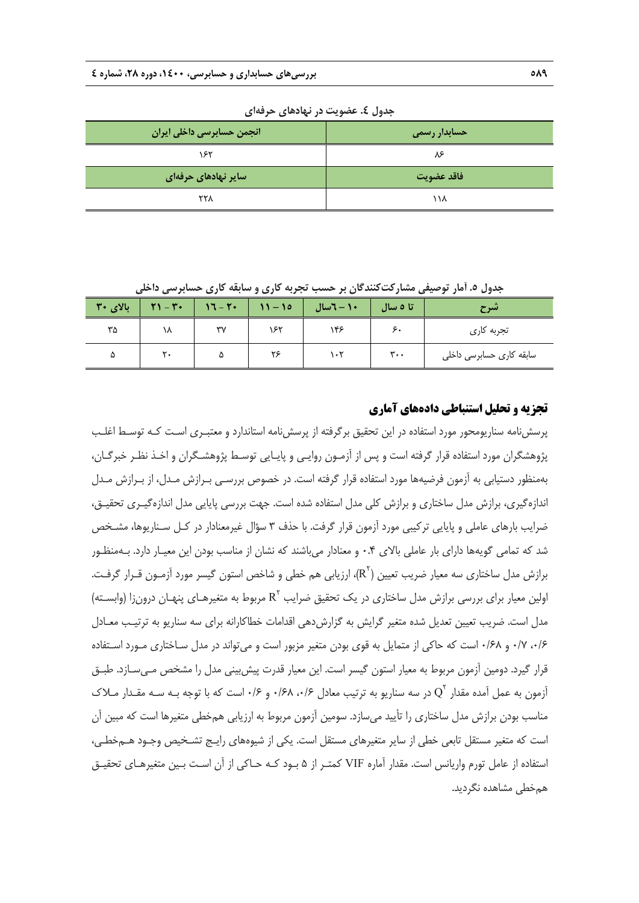جدول ٤. عضویت در نهادهای حرفه‌ای

| حسابدار رسمی | انجمن حسابرسی داخلی ایران |
| --- | --- |
| ۸۶ | ۱۶۲ |
| فاقد عضویت | سایر نهادهای حرفه‌ای |
| ۱۱۸ | ۲۲۸ |

جدول ٥. آمار توصیفی مشارکت‌کنندگان بر حسب تجربه کاری و سابقه کاری حسابرسی داخلی

| شرح | تا ٥ سال | ٦– ١٠سال | ١١ – ١٥ | ١٦ - ٢٠ | ٢١ - ٣٠ | بالای ٣٠ |
| --- | --- | --- | --- | --- | --- | --- |
| تجربه کاری | ۶۰ | ۱۴۶ | ۱۶۲ | ۳۷ | ۱۸ | ۳۵ |
| سابقه کاری حسابرسی داخلی | ۳۰۰ | ۱۰۲ | ۲۶ | ۵ | ۲۰ | ۵ |

## تجزیه و تحلیل استنباطی داده‌های آماری

پرسش‌نامه سناریومحور مورد استفاده در این تحقیق برگرفته از پرسش‌نامه استاندارد و معتبری است که توسط اغلب پژوهشگران مورد استفاده قرار گرفته است و پس از آزمون روایی و پایایی توسط پژوهشگران و اخذ نظر خبرگان، به‌منظور دستیابی به آزمون فرضیه‌ها مورد استفاده قرار گرفته است. در خصوص بررسی برازش مدل، از برازش مدل اندازه‌گیری، برازش مدل ساختاری و برازش کلی مدل استفاده شده است. جهت بررسی پایایی مدل اندازه‌گیری تحقیق، ضرایب بارهای عاملی و پایایی ترکیبی مورد آزمون قرار گرفت. با حذف ۳ سؤال غیرمعنادار در کل سناریوها، مشخص شد که تمامی گویه‌ها دارای بار عاملی بالای ۰.۴ و معنادار می‌باشند که نشان از مناسب بودن این معیار دارد. به‌منظور برازش مدل ساختاری سه معیار ضریب تعیین ($R^2$)، ارزیابی هم خطی و شاخص استون گیسر مورد آزمون قرار گرفت. اولین معیار برای بررسی برازش مدل ساختاری در یک تحقیق ضرایب $R^2$ مربوط به متغیرهای پنهان درون‌زا (وابسته) مدل است. ضریب تعیین تعدیل شده متغیر گرایش به گزارش‌دهی اقدامات خطاکارانه برای سه سناریو به ترتیب معادل ۰/۶، ۰/۷ و ۰/۶۸ است که حاکی از متمایل به قوی بودن متغیر مزبور است و می‌تواند در مدل ساختاری مورد استفاده قرار گیرد. دومین آزمون مربوط به معیار استون گیسر است. این معیار قدرت پیش‌بینی مدل را مشخص می‌سازد. طبق آزمون به عمل آمده مقدار $Q^2$ در سه سناریو به ترتیب معادل ۰/۶، ۰/۶۸ و ۰/۶ است که با توجه به سه مقدار ملاک مناسب بودن برازش مدل ساختاری را تأیید می‌سازد. سومین آزمون مربوط به ارزیابی هم‌خطی متغیرها است که مبین آن است که متغیر مستقل تابعی خطی از سایر متغیرهای مستقل است. یکی از شیوه‌های رایج تشخیص وجود هم‌خطی، استفاده از عامل تورم واریانس است. مقدار آماره VIF کمتر از ۵ بود که حاکی از آن است بین متغیرهای تحقیق هم‌خطی مشاهده نگردید.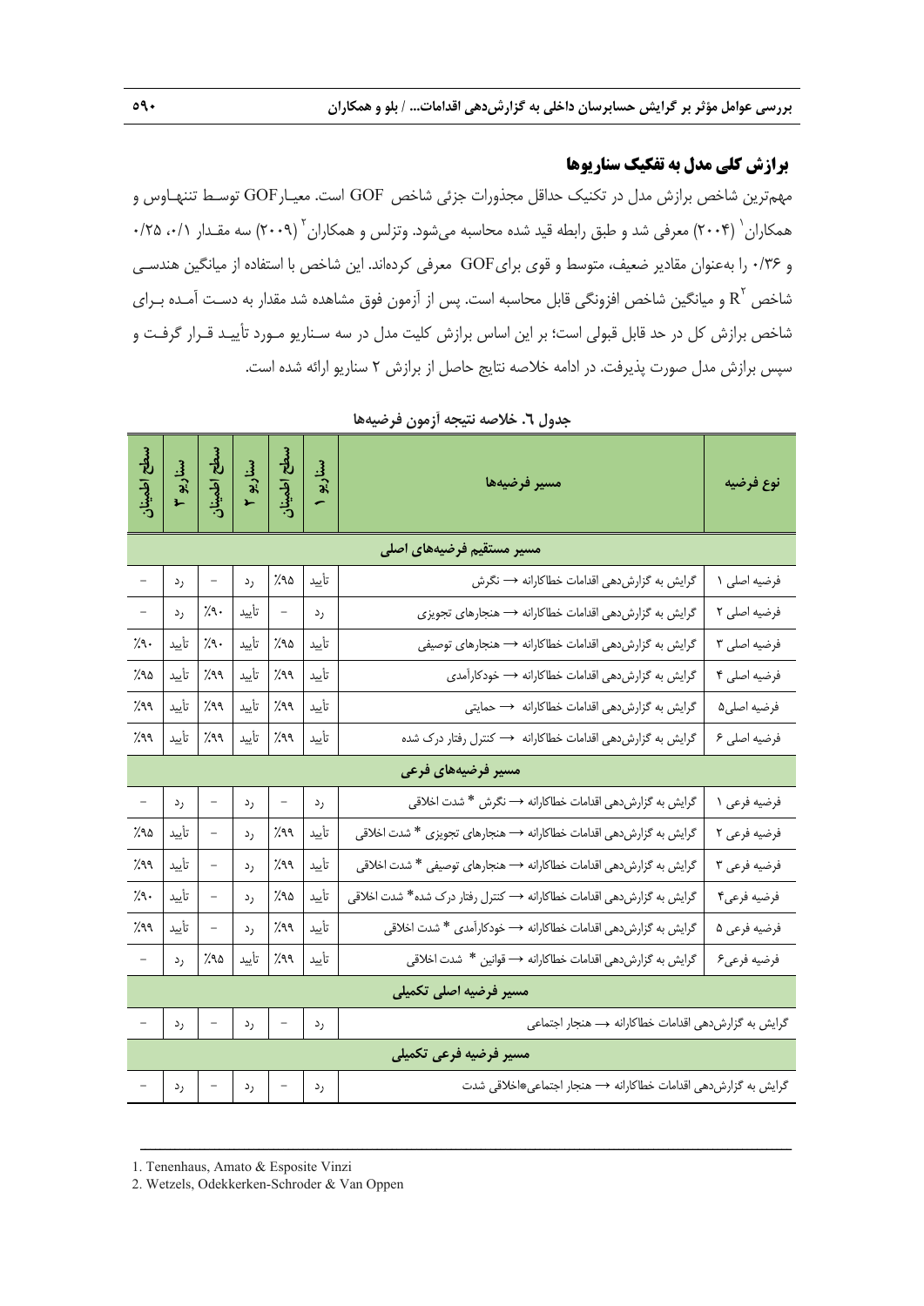## برازش کلی مدل به تفکیک سناریوها

مهم‌ترین شاخص برازش مدل در تکنیک حداقل مجذورات جزئی شاخص GOF است. معیار GOF توسط تننهاوس و همکاران[1] (۲۰۰۴) معرفی شد و طبق رابطه قید شده محاسبه می‌شود. وتزلس و همکاران[2] (۲۰۰۹) سه مقدار ۰/۱، ۰/۲۵ و ۰/۳۶ را به‌عنوان مقادیر ضعیف، متوسط و قوی برای GOF معرفی کرده‌اند. این شاخص با استفاده از میانگین هندسی شاخص $R^2$ و میانگین شاخص افزونگی قابل محاسبه است. پس از آزمون فوق مشاهده شد مقدار به دست آمده برای شاخص برازش کل در حد قابل قبولی است؛ بر این اساس برازش کلیت مدل در سه سناریو مورد تأیید قرار گرفت و سپس برازش مدل صورت پذیرفت. در ادامه خلاصه نتایج حاصل از برازش ۲ سناریو ارائه شده است.

**جدول ٦. خلاصه نتیجه آزمون فرضیه‌ها**

| نوع فرضیه | مسیر فرضیه‌ها | سناریو ۱ | سطح اطمینان | سناریو ۲ | سطح اطمینان | سناریو ۳ | سطح اطمینان |
|---|---|---|---|---|---|---|---|
| | **مسیر مستقیم فرضیه‌های اصلی** | | | | | | |
| فرضیه اصلی ۱ | گرایش به گزارش‌دهی اقدامات خطاکارانه ← نگرش | تأیید | ٪۹۵ | رد | – | رد | – |
| فرضیه اصلی ۲ | گرایش به گزارش‌دهی اقدامات خطاکارانه ← هنجارهای تجویزی | رد | – | تأیید | ٪۹۰ | رد | – |
| فرضیه اصلی ۳ | گرایش به گزارش‌دهی اقدامات خطاکارانه ← هنجارهای توصیفی | تأیید | ٪۹۵ | تأیید | ٪۹۰ | تأیید | ٪۹۰ |
| فرضیه اصلی ۴ | گرایش به گزارش‌دهی اقدامات خطاکارانه ← خودکارآمدی | تأیید | ٪۹۹ | تأیید | ٪۹۹ | تأیید | ٪۹۵ |
| فرضیه اصلی۵ | گرایش به گزارش‌دهی اقدامات خطاکارانه ← حمایتی | تأیید | ٪۹۹ | تأیید | ٪۹۹ | تأیید | ٪۹۹ |
| فرضیه اصلی ۶ | گرایش به گزارش‌دهی اقدامات خطاکارانه ← کنترل رفتار درک شده | تأیید | ٪۹۹ | تأیید | ٪۹۹ | تأیید | ٪۹۹ |
| | **مسیر فرضیه‌های فرعی** | | | | | | |
| فرضیه فرعی ۱ | گرایش به گزارش‌دهی اقدامات خطاکارانه ← نگرش * شدت اخلاقی | رد | – | رد | – | رد | – |
| فرضیه فرعی ۲ | گرایش به گزارش‌دهی اقدامات خطاکارانه ← هنجارهای تجویزی * شدت اخلاقی | تأیید | ٪۹۹ | رد | – | تأیید | ٪۹۵ |
| فرضیه فرعی ۳ | گرایش به گزارش‌دهی اقدامات خطاکارانه ← هنجارهای توصیفی * شدت اخلاقی | تأیید | ٪۹۹ | رد | – | تأیید | ٪۹۹ |
| فرضیه فرعی۴ | گرایش به گزارش‌دهی اقدامات خطاکارانه ← کنترل رفتار درک شده* شدت اخلاقی | تأیید | ٪۹۵ | رد | – | تأیید | ٪۹۰ |
| فرضیه فرعی ۵ | گرایش به گزارش‌دهی اقدامات خطاکارانه ← خودکارآمدی * شدت اخلاقی | تأیید | ٪۹۹ | رد | – | تأیید | ٪۹۹ |
| فرضیه فرعی۶ | گرایش به گزارش‌دهی اقدامات خطاکارانه ← قوانین * شدت اخلاقی | تأیید | ٪۹۹ | تأیید | ٪۹۵ | رد | – |
| | **مسیر فرضیه اصلی تکمیلی** | | | | | | |
| | گرایش به گزارش‌دهی اقدامات خطاکارانه ← هنجار اجتماعی | رد | – | رد | – | رد | – |
| | **مسیر فرضیه فرعی تکمیلی** | | | | | | |
| | گرایش به گزارش‌دهی اقدامات خطاکارانه ← هنجار اجتماعی*اخلاقی شدت | رد | – | رد | – | رد | – |

---

1. Tenenhaus, Amato & Esposite Vinzi
2. Wetzels, Odekkerken-Schroder & Van Oppen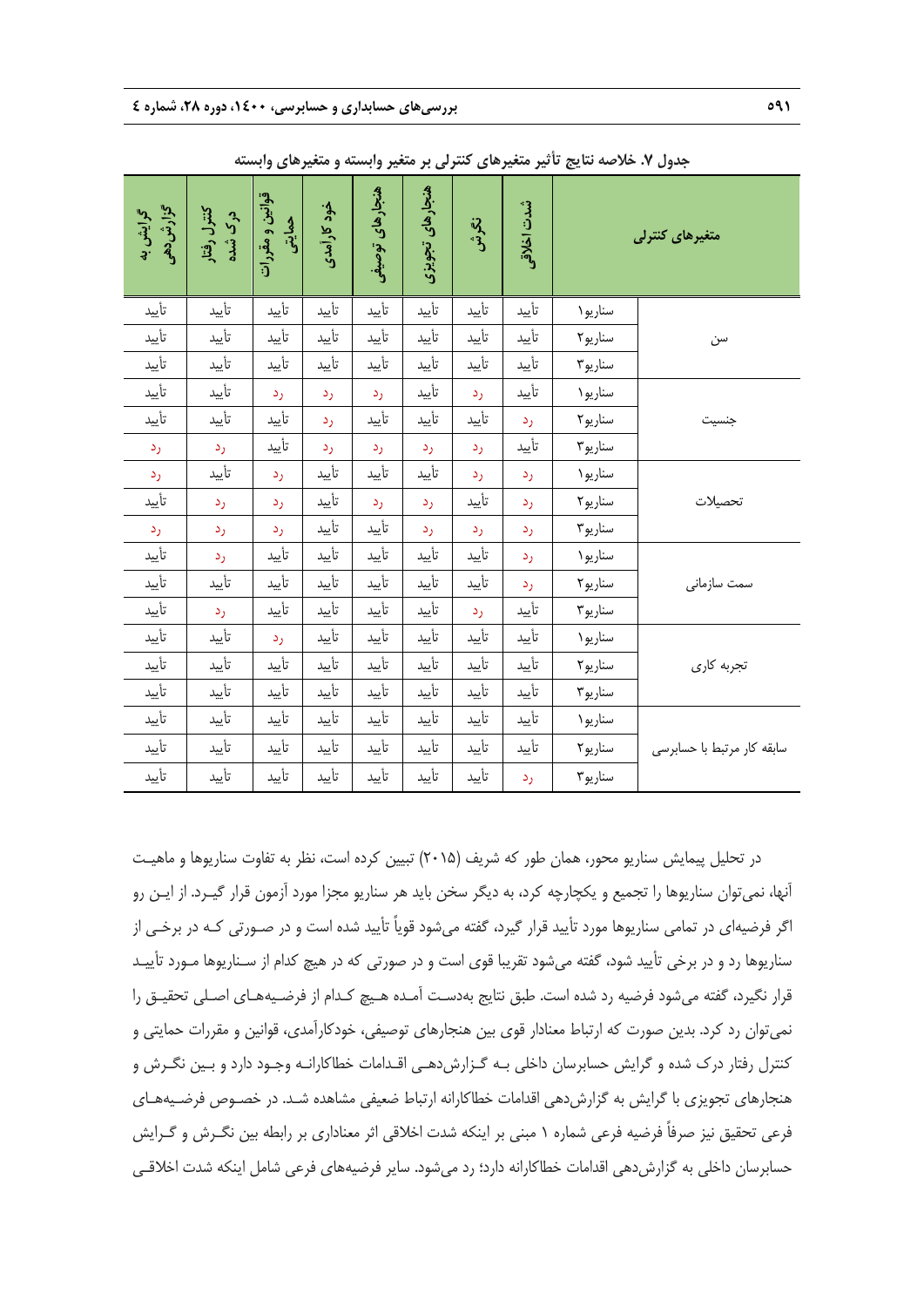**جدول ۷. خلاصه نتایج تأثیر متغیرهای کنترلی بر متغیر وابسته و متغیرهای وابسته**

| متغیرهای کنترلی | | شدت اخلاقی | نگرش | هنجارهای تجویزی | هنجارهای توصیفی | خود کارآمدی | قوانین و مقررات حمایتی | کنترل رفتار درک شده | گرایش به گزارش‌دهی |
|---|---|---|---|---|---|---|---|---|---|
| سن | سناریو۱ | تأیید | تأیید | تأیید | تأیید | تأیید | تأیید | تأیید | تأیید |
| | سناریو۲ | تأیید | تأیید | تأیید | تأیید | تأیید | تأیید | تأیید | تأیید |
| | سناریو۳ | تأیید | تأیید | تأیید | تأیید | تأیید | تأیید | تأیید | تأیید |
| جنسیت | سناریو۱ | تأیید | رد | تأیید | رد | رد | رد | تأیید | تأیید |
| | سناریو۲ | رد | تأیید | تأیید | تأیید | رد | تأیید | تأیید | تأیید |
| | سناریو۳ | تأیید | رد | رد | رد | رد | تأیید | رد | رد |
| تحصیلات | سناریو۱ | رد | رد | تأیید | تأیید | تأیید | رد | تأیید | رد |
| | سناریو۲ | رد | تأیید | رد | رد | تأیید | رد | رد | تأیید |
| | سناریو۳ | رد | رد | رد | تأیید | تأیید | رد | رد | رد |
| سمت سازمانی | سناریو۱ | رد | تأیید | تأیید | تأیید | تأیید | تأیید | رد | تأیید |
| | سناریو۲ | رد | تأیید | تأیید | تأیید | تأیید | تأیید | تأیید | تأیید |
| | سناریو۳ | تأیید | رد | تأیید | تأیید | تأیید | تأیید | رد | تأیید |
| تجربه کاری | سناریو۱ | تأیید | تأیید | تأیید | تأیید | تأیید | رد | تأیید | تأیید |
| | سناریو۲ | تأیید | تأیید | تأیید | تأیید | تأیید | تأیید | تأیید | تأیید |
| | سناریو۳ | تأیید | تأیید | تأیید | تأیید | تأیید | تأیید | تأیید | تأیید |
| سابقه کار مرتبط با حسابرسی | سناریو۱ | تأیید | تأیید | تأیید | تأیید | تأیید | تأیید | تأیید | تأیید |
| | سناریو۲ | تأیید | تأیید | تأیید | تأیید | تأیید | تأیید | تأیید | تأیید |
| | سناریو۳ | رد | تأیید | تأیید | تأیید | تأیید | تأیید | تأیید | تأیید |

در تحلیل پیمایش سناریو محور، همان طور که شریف (۲۰۱۵) تبیین کرده است، نظر به تفاوت سناریوها و ماهیت آنها، نمی‌توان سناریوها را تجمیع و یکپارچه کرد، به دیگر سخن باید هر سناریو مجزا مورد آزمون قرار گیرد. از این رو اگر فرضیه‌ای در تمامی سناریوها مورد تأیید قرار گیرد، گفته می‌شود قویاً تأیید شده است و در صورتی که در برخی از سناریوها رد و در برخی تأیید شود، گفته می‌شود تقریبا قوی است و در صورتی که در هیچ کدام از سناریوها مورد تأیید قرار نگیرد، گفته می‌شود فرضیه رد شده است. طبق نتایج به‌دست آمده هیچ کدام از فرضیه‌های اصلی تحقیق را نمی‌توان رد کرد. بدین صورت که ارتباط معنادار قوی بین هنجارهای توصیفی، خودکارآمدی، قوانین و مقررات حمایتی و کنترل رفتار درک شده و گرایش حسابرسان داخلی به گزارش‌دهی اقدامات خطاکارانه وجود دارد و بین نگرش و هنجارهای تجویزی با گرایش به گزارش‌دهی اقدامات خطاکارانه ارتباط ضعیفی مشاهده شد. در خصوص فرضیه‌های فرعی تحقیق نیز صرفاً فرضیه فرعی شماره ۱ مبنی بر اینکه شدت اخلاقی اثر معناداری بر رابطه بین نگرش و گرایش حسابرسان داخلی به گزارش‌دهی اقدامات خطاکارانه دارد؛ رد می‌شود. سایر فرضیه‌های فرعی شامل اینکه شدت اخلاقی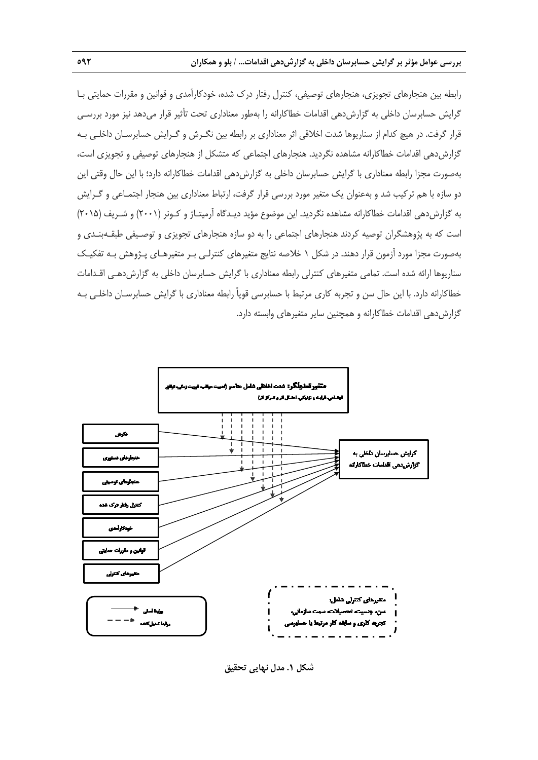رابطه بین هنجارهای تجویزی، هنجارهای توصیفی، کنترل رفتار درک شده، خودکارآمدی و قوانین و مقررات حمایتی بـا گرایش حسابرسان داخلی به گزارش‌دهی اقدامات خطاکارانه را به‌طور معناداری تحت تأثیر قرار می‌دهد نیز مورد بررسـی قرار گرفت. در هیچ کدام از سناریوها شدت اخلاقی اثر معناداری بر رابطه بین نگـرش و گـرایش حسابرسـان داخلـی بـه گزارش‌دهی اقدامات خطاکارانه مشاهده نگردید. هنجارهای اجتماعی که متشکل از هنجارهای توصیفی و تجویزی است، به‌صورت مجزا رابطه معناداری با گرایش حسابرسان داخلی به گزارش‌دهی اقدامات خطاکارانه دارد؛ با این حال وقتی این دو سازه با هم ترکیب شد و به‌عنوان یک متغیر مورد بررسی قرار گرفت، ارتباط معناداری بین هنجار اجتمـاعی و گـرایش به گزارش‌دهی اقدامات خطاکارانه مشاهده نگردید. این موضوع مؤید دیـدگاه آرمیتـاژ و کـونر (۲۰۰۱) و شـریف (۲۰۱۵) است که به پژوهشگران توصیه کردند هنجارهای اجتماعی را به دو سازه هنجارهای تجویزی و توصـیفی طبقـه‌بنـدی و به‌صورت مجزا مورد آزمون قرار دهند. در شکل ۱ خلاصه نتایج متغیرهای کنترلـی بـر متغیرهـای پـژوهش بـه تفکیـک سناریوها ارائه شده است. تمامی متغیرهای کنترلی رابطه معناداری با گرایش حسابرسان داخلی به گزارش‌دهـی اقـدامات خطاکارانه دارد. با این حال سن و تجربه کاری مرتبط با حسابرسی قویاً رابطه معناداری با گرایش حسابرسـان داخلـی بـه گزارش‌دهی اقدامات خطاکارانه و همچنین سایر متغیرهای وابسته دارد.

**شکل ۱. مدل نهایی تحقیق**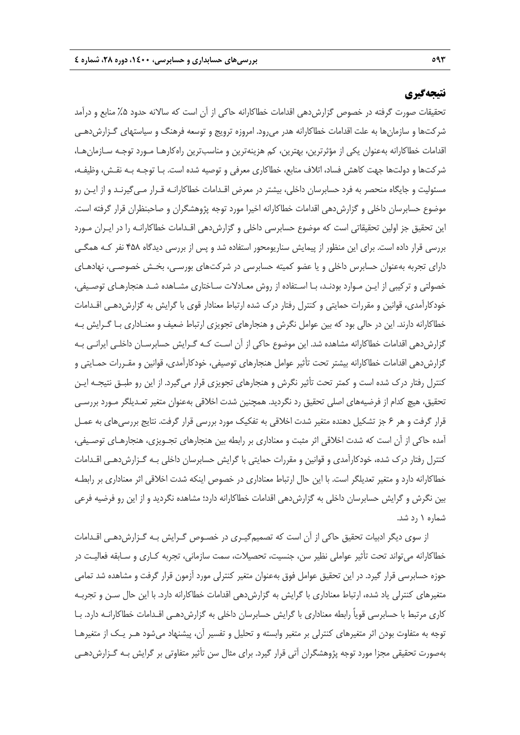## نتیجه‌گیری

تحقیقات صورت گرفته در خصوص گزارش‌دهی اقدامات خطاکارانه حاکی از آن است که سالانه حدود ۵٪ منابع و درآمد شرکت‌ها و سازمان‌ها به علت اقدامات خطاکارانه هدر می‌رود. امروزه ترویج و توسعه فرهنگ و سیاستهای گزارش‌دهی اقدامات خطاکارانه به‌عنوان یکی از مؤثرترین، بهترین، کم هزینه‌ترین و مناسب‌ترین راه‌کارها مورد توجه سازمان‌ها، شرکت‌ها و دولت‌ها جهت کاهش فساد، اتلاف منابع، خطاکاری معرفی و توصیه شده است. با توجه به نقش، وظیفه، مسئولیت و جایگاه منحصر به فرد حسابرسان داخلی، بیشتر در معرض اقدامات خطاکارانه قرار می‌گیرند و از این رو موضوع حسابرسان داخلی و گزارش‌دهی اقدامات خطاکارانه اخیرا مورد توجه پژوهشگران و صاحبنظران قرار گرفته است. این تحقیق جز اولین تحقیقاتی است که موضوع حسابرسی داخلی و گزارش‌دهی اقدامات خطاکارانه را در ایران مورد بررسی قرار داده است. برای این منظور از پیمایش سناریومحور استفاده شد و پس از بررسی دیدگاه ۴۵۸ نفر که همگی دارای تجربه به‌عنوان حسابرس داخلی و یا عضو کمیته حسابرسی در شرکت‌های بورسی، بخش خصوصی، نهادهای خصولتی و ترکیبی از این موارد بودند، با استفاده از روش معادلات ساختاری مشاهده شد هنجارهای توصیفی، خودکارآمدی، قوانین و مقررات حمایتی و کنترل رفتار درک شده ارتباط معنادار قوی با گرایش به گزارش‌دهی اقدامات خطاکارانه دارند. این در حالی بود که بین عوامل نگرش و هنجارهای تجویزی ارتباط ضعیف و معناداری با گرایش به گزارش‌دهی اقدامات خطاکارانه مشاهده شد. این موضوع حاکی از آن است که گرایش حسابرسان داخلی ایرانی به گزارش‌دهی اقدامات خطاکارانه بیشتر تحت تأثیر عوامل هنجارهای توصیفی، خودکارآمدی، قوانین و مقررات حمایتی و کنترل رفتار درک شده است و کمتر تحت تأثیر نگرش و هنجارهای تجویزی قرار می‌گیرد. از این رو طبق نتیجه این تحقیق، هیچ کدام از فرضیه‌های اصلی تحقیق رد نگردید. همچنین شدت اخلاقی به‌عنوان متغیر تعدیلگر مورد بررسی قرار گرفت و هر ۶ جز تشکیل دهنده متغیر شدت اخلاقی به تفکیک مورد بررسی قرار گرفت. نتایج بررسی‌های به عمل آمده حاکی از آن است که شدت اخلاقی اثر مثبت و معناداری بر رابطه بین هنجارهای تجویزی، هنجارهای توصیفی، کنترل رفتار درک شده، خودکارآمدی و قوانین و مقررات حمایتی با گرایش حسابرسان داخلی به گزارش‌دهی اقدامات خطاکارانه دارد و متغیر تعدیلگر است. با این حال ارتباط معناداری در خصوص اینکه شدت اخلاقی اثر معناداری بر رابطه بین نگرش و گرایش حسابرسان داخلی به گزارش‌دهی اقدامات خطاکارانه دارد؛ مشاهده نگردید و از این رو فرضیه فرعی شماره ۱ رد شد.

از سوی دیگر ادبیات تحقیق حاکی از آن است که تصمیم‌گیری در خصوص گرایش به گزارش‌دهی اقدامات خطاکارانه می‌تواند تحت تأثیر عواملی نظیر سن، جنسیت، تحصیلات، سمت سازمانی، تجربه کاری و سابقه فعالیت در حوزه حسابرسی قرار گیرد. در این تحقیق عوامل فوق به‌عنوان متغیر کنترلی مورد آزمون قرار گرفت و مشاهده شد تمامی متغیرهای کنترلی یاد شده، ارتباط معناداری با گرایش به گزارش‌دهی اقدامات خطاکارانه دارد. با این حال سن و تجربه کاری مرتبط با حسابرسی قویاً رابطه معناداری با گرایش حسابرسان داخلی به گزارش‌دهی اقدامات خطاکارانه دارد. با توجه به متفاوت بودن اثر متغیرهای کنترلی بر متغیر وابسته و تحلیل و تفسیر آن، پیشنهاد می‌شود هر یک از متغیرها به‌صورت تحقیقی مجزا مورد توجه پژوهشگران آتی قرار گیرد. برای مثال سن تأثیر متفاوتی بر گرایش به گزارش‌دهی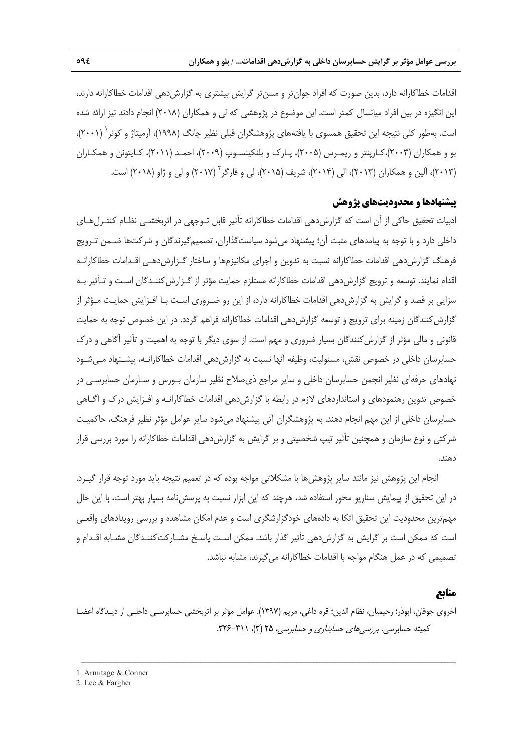اقدامات خطاکارانه دارد، بدین صورت که افراد جوان‌تر و مسن‌تر گرایش بیشتری به گزارش‌دهی اقدامات خطاکارانه دارند، این انگیزه در بین افراد میانسال کمتر است. این موضوع در پژوهشی که لی و همکاران (۲۰۱۸) انجام دادند نیز ارائه شده است. به‌طور کلی نتیجه این تحقیق همسوی با یافته‌های پژوهشگران قبلی نظیر چانگ (۱۹۹۸)، آرمیتاژ و کونر[1] (۲۰۰۱)، بو و همکاران (۲۰۰۳)، کارپنتر و ریمرس (۲۰۰۵)، پارک و بلنکینسوپ (۲۰۰۹)، احمد (۲۰۱۱)، کایتون و همکاران (۲۰۱۳)، آلین و همکاران (۲۰۱۳)، الی (۲۰۱۴)، شریف (۲۰۱۵)، لی و فارگر[2] (۲۰۱۷) و لی و ژاو (۲۰۱۸) است.

## پیشنهادها و محدودیت‌های پژوهش

ادبیات تحقیق حاکی از آن است که گزارش‌دهی اقدامات خطاکارانه تأثیر قابل توجهی در اثربخشی نظام کنترل‌های داخلی دارد و با توجه به پیامدهای مثبت آن؛ پیشنهاد می‌شود سیاست‌گذاران، تصمیم‌گیرندگان و شرکت‌ها ضمن ترویج فرهنگ گزارش‌دهی اقدامات خطاکارانه نسبت به تدوین و اجرای مکانیزم‌ها و ساختار گزارش‌دهی اقدامات خطاکارانه اقدام نمایند. توسعه و ترویج گزارش‌دهی اقدامات خطاکارانه مستلزم حمایت مؤثر از گزارش‌کنندگان است و تأثیر به سزایی بر قصد و گرایش به گزارش‌دهی اقدامات خطاکارانه دارد، از این رو ضروری است با افزایش حمایت مؤثر از گزارش‌کنندگان زمینه برای ترویج و توسعه گزارش‌دهی اقدامات خطاکارانه فراهم گردد. در این خصوص توجه به حمایت قانونی و مالی مؤثر از گزارش‌کنندگان بسیار ضروری و مهم است. از سوی دیگر با توجه به اهمیت و تأثیر آگاهی و درک حسابرسان داخلی در خصوص نقش، مسئولیت، وظیفه آنها نسبت به گزارش‌دهی اقدامات خطاکارانه، پیشنهاد می‌شود نهادهای حرفه‌ای نظیر انجمن حسابرسان داخلی و سایر مراجع ذی‌صلاح نظیر سازمان بورس و سازمان حسابرسی در خصوص تدوین رهنمودهای و استانداردهای لازم در رابطه با گزارش‌دهی اقدامات خطاکارانه و افزایش درک و آگاهی حسابرسان داخلی از این مهم انجام دهند. به پژوهشگران آتی پیشنهاد می‌شود سایر عوامل مؤثر نظیر فرهنگ، حاکمیت شرکتی و نوع سازمان و همچنین تأثیر تیپ شخصیتی و بر گرایش به گزارش‌دهی اقدامات خطاکارانه را مورد بررسی قرار دهند.

انجام این پژوهش نیز مانند سایر پژوهش‌ها با مشکلاتی مواجه بوده که در تعمیم نتیجه باید مورد توجه قرار گیرد. در این تحقیق از پیمایش سناریو محور استفاده شد، هرچند که این ابزار نسبت به پرسش‌نامه بسیار بهتر است، با این حال مهم‌ترین محدودیت این تحقیق اتکا به داده‌های خودگزارشگری است و عدم امکان مشاهده و بررسی رویدادهای واقعی است که ممکن است بر گرایش به گزارش‌دهی تأثیر گذار باشد. ممکن است پاسخ مشارکت‌کنندگان مشابه اقدام و تصمیمی که در عمل هنگام مواجه با اقدامات خطاکارانه می‌گیرند، مشابه نباشد.

## منابع

اخروی جوقان، ابوذر؛ رحیمیان، نظام الدین؛ قره داغی، مریم (۱۳۹۷). عوامل مؤثر بر اثربخشی حسابرسی داخلی از دیدگاه اعضا کمیته حسابرسی. *بررسی‌های حسابداری و حسابرسی*، ۲۵ (۳)، ۳۱۱-۳۲۶.

---

1. Armitage & Conner
2. Lee & Fargher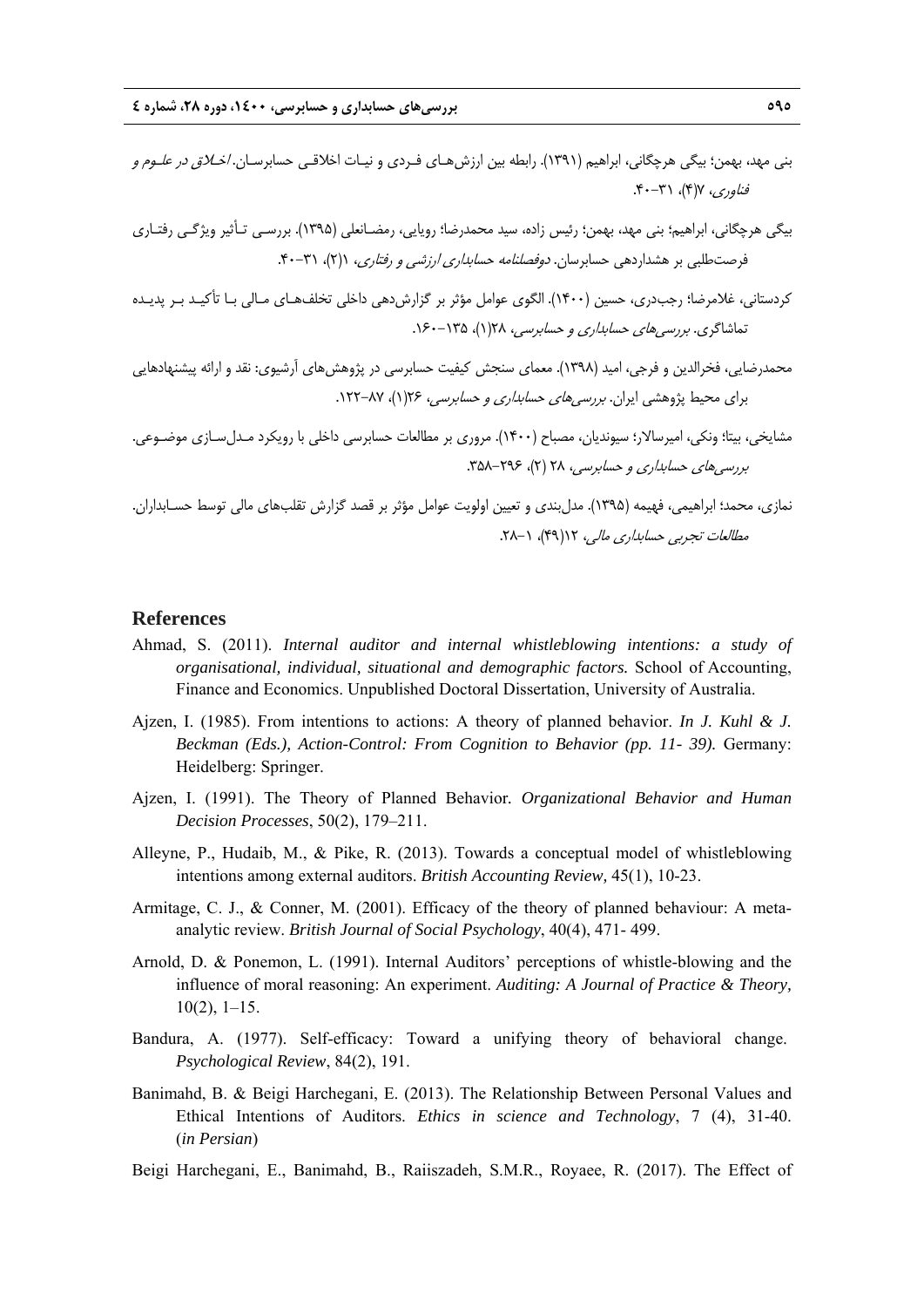بنی مهد، بهمن؛ بیگی هرچگانی، ابراهیم (۱۳۹۱). رابطه بین ارزش‌های فردی و نیات اخلاقی حسابرسان. *اخلاق در علوم و فناوری*، ۷(۴)، ۳۱-۴۰.

بیگی هرچگانی، ابراهیم؛ بنی مهد، بهمن؛ رئیس زاده، سید محمدرضا؛ رویایی، رمضانعلی (۱۳۹۵). بررسی تأثیر ویژگی رفتاری فرصت‌طلبی بر هشداردهی حسابرسان. *دوفصلنامه حسابداری ارزشی و رفتاری*، ۱(۲)، ۳۱-۴۰.

کردستانی، غلامرضا؛ رجب‌دری، حسین (۱۴۰۰). الگوی عوامل مؤثر بر گزارش‌دهی داخلی تخلف‌های مالی با تأکید بر پدیده تماشاگری. *بررسی‌های حسابداری و حسابرسی*، ۲۸(۱)، ۱۳۵-۱۶۰.

محمدرضایی، فخرالدین و فرجی، امید (۱۳۹۸). معمای سنجش کیفیت حسابرسی در پژوهش‌های آرشیوی: نقد و ارائه پیشنهادهایی برای محیط پژوهشی ایران. *بررسی‌های حسابداری و حسابرسی*، ۲۶(۱)، ۸۷-۱۲۲.

مشایخی، بیتا؛ ونکی، امیرسالار؛ سیوندیان، مصباح (۱۴۰۰). مروری بر مطالعات حسابرسی داخلی با رویکرد مدل‌سازی موضوعی. *بررسی‌های حسابداری و حسابرسی*، ۲۸ (۲)، ۲۹۶-۳۵۸.

نمازی، محمد؛ ابراهیمی، فهیمه (۱۳۹۵). مدل‌بندی و تعیین اولویت عوامل مؤثر بر قصد گزارش تقلب‌های مالی توسط حسابداران. *مطالعات تجربی حسابداری مالی*، ۱۲(۴۹)، ۱-۲۸.

## References

Ahmad, S. (2011). *Internal auditor and internal whistleblowing intentions: a study of organisational, individual, situational and demographic factors.* School of Accounting, Finance and Economics. Unpublished Doctoral Dissertation, University of Australia.

Ajzen, I. (1985). From intentions to actions: A theory of planned behavior. *In J. Kuhl & J. Beckman (Eds.), Action-Control: From Cognition to Behavior (pp. 11- 39).* Germany: Heidelberg: Springer.

Ajzen, I. (1991). The Theory of Planned Behavior. *Organizational Behavior and Human Decision Processes*, 50(2), 179–211.

Alleyne, P., Hudaib, M., & Pike, R. (2013). Towards a conceptual model of whistleblowing intentions among external auditors. *British Accounting Review,* 45(1), 10-23.

Armitage, C. J., & Conner, M. (2001). Efficacy of the theory of planned behaviour: A meta-analytic review. *British Journal of Social Psychology*, 40(4), 471- 499.

Arnold, D. & Ponemon, L. (1991). Internal Auditors' perceptions of whistle-blowing and the influence of moral reasoning: An experiment. *Auditing: A Journal of Practice & Theory,* 10(2), 1–15.

Bandura, A. (1977). Self-efficacy: Toward a unifying theory of behavioral change. *Psychological Review*, 84(2), 191.

Banimahd, B. & Beigi Harchegani, E. (2013). The Relationship Between Personal Values and Ethical Intentions of Auditors. *Ethics in science and Technology*, 7 (4), 31-40. (*in Persian*)

Beigi Harchegani, E., Banimahd, B., Raiiszadeh, S.M.R., Royaee, R. (2017). The Effect of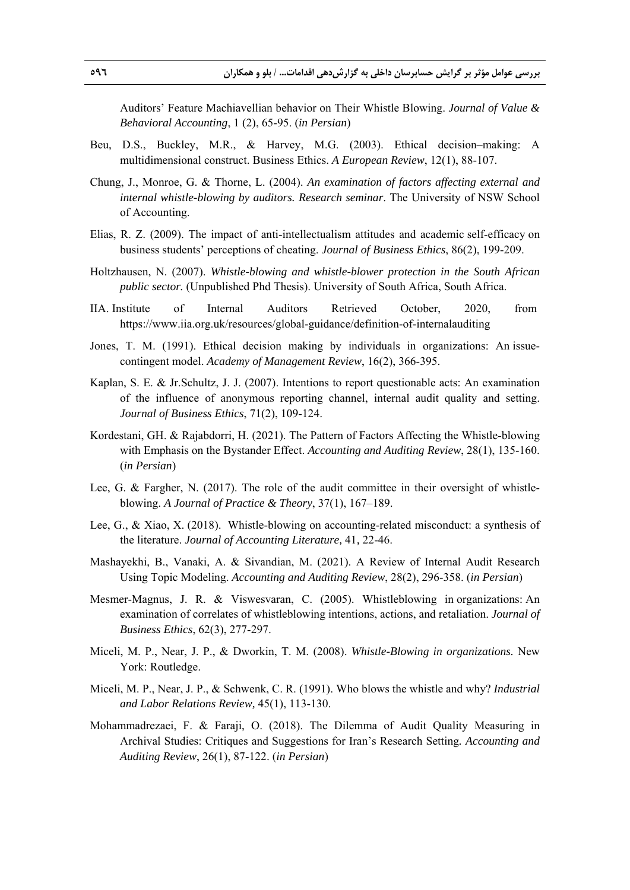Auditors' Feature Machiavellian behavior on Their Whistle Blowing. *Journal of Value & Behavioral Accounting*, 1 (2), 65-95. (*in Persian*)

Beu, D.S., Buckley, M.R., & Harvey, M.G. (2003). Ethical decision–making: A multidimensional construct. Business Ethics. *A European Review*, 12(1), 88-107.

Chung, J., Monroe, G. & Thorne, L. (2004). *An examination of factors affecting external and internal whistle-blowing by auditors. Research seminar*. The University of NSW School of Accounting.

Elias, R. Z. (2009). The impact of anti-intellectualism attitudes and academic self-efficacy on business students' perceptions of cheating. *Journal of Business Ethics*, 86(2), 199-209.

Holtzhausen, N. (2007). *Whistle-blowing and whistle-blower protection in the South African public sector.* (Unpublished Phd Thesis). University of South Africa, South Africa.

IIA. Institute of Internal Auditors Retrieved October, 2020, from https://www.iia.org.uk/resources/global-guidance/definition-of-internalauditing

Jones, T. M. (1991). Ethical decision making by individuals in organizations: An issue-contingent model. *Academy of Management Review*, 16(2), 366-395.

Kaplan, S. E. & Jr.Schultz, J. J. (2007). Intentions to report questionable acts: An examination of the influence of anonymous reporting channel, internal audit quality and setting. *Journal of Business Ethics*, 71(2), 109-124.

Kordestani, GH. & Rajabdorri, H. (2021). The Pattern of Factors Affecting the Whistle-blowing with Emphasis on the Bystander Effect. *Accounting and Auditing Review*, 28(1), 135-160. (*in Persian*)

Lee, G. & Fargher, N. (2017). The role of the audit committee in their oversight of whistle-blowing. *A Journal of Practice & Theory*, 37(1), 167–189.

Lee, G., & Xiao, X. (2018). Whistle-blowing on accounting-related misconduct: a synthesis of the literature. *Journal of Accounting Literature,* 41*,* 22-46.

Mashayekhi, B., Vanaki, A. & Sivandian, M. (2021). A Review of Internal Audit Research Using Topic Modeling. *Accounting and Auditing Review*, 28(2), 296-358. (*in Persian*)

Mesmer-Magnus, J. R. & Viswesvaran, C. (2005). Whistleblowing in organizations: An examination of correlates of whistleblowing intentions, actions, and retaliation. *Journal of Business Ethics*, 62(3), 277-297.

Miceli, M. P., Near, J. P., & Dworkin, T. M. (2008). *Whistle-Blowing in organizations.* New York: Routledge.

Miceli, M. P., Near, J. P., & Schwenk, C. R. (1991). Who blows the whistle and why? *Industrial and Labor Relations Review,* 45(1), 113-130.

Mohammadrezaei, F. & Faraji, O. (2018). The Dilemma of Audit Quality Measuring in Archival Studies: Critiques and Suggestions for Iran's Research Setting*. Accounting and Auditing Review*, 26(1), 87-122. (*in Persian*)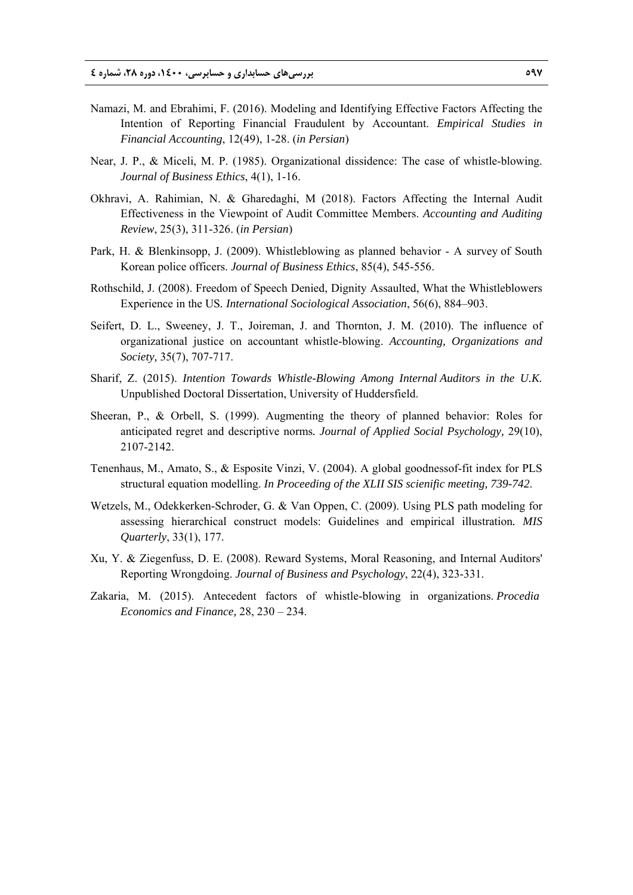Namazi, M. and Ebrahimi, F. (2016). Modeling and Identifying Effective Factors Affecting the Intention of Reporting Financial Fraudulent by Accountant. *Empirical Studies in Financial Accounting*, 12(49), 1-28. (*in Persian*)

Near, J. P., & Miceli, M. P. (1985). Organizational dissidence: The case of whistle-blowing. *Journal of Business Ethics*, 4(1), 1-16.

Okhravi, A. Rahimian, N. & Gharedaghi, M (2018). Factors Affecting the Internal Audit Effectiveness in the Viewpoint of Audit Committee Members. *Accounting and Auditing Review*, 25(3), 311-326. (*in Persian*)

Park, H. & Blenkinsopp, J. (2009). Whistleblowing as planned behavior - A survey of South Korean police officers. *Journal of Business Ethics*, 85(4), 545-556.

Rothschild, J. (2008). Freedom of Speech Denied, Dignity Assaulted, What the Whistleblowers Experience in the US. *International Sociological Association*, 56(6), 884–903.

Seifert, D. L., Sweeney, J. T., Joireman, J. and Thornton, J. M. (2010). The influence of organizational justice on accountant whistle-blowing. *Accounting, Organizations and Society,* 35(7), 707-717.

Sharif, Z. (2015). *Intention Towards Whistle-Blowing Among Internal Auditors in the U.K.* Unpublished Doctoral Dissertation, University of Huddersfield.

Sheeran, P., & Orbell, S. (1999). Augmenting the theory of planned behavior: Roles for anticipated regret and descriptive norms*. Journal of Applied Social Psychology,* 29(10), 2107-2142.

Tenenhaus, M., Amato, S., & Esposite Vinzi, V. (2004). A global goodnessof-fit index for PLS structural equation modelling. *In Proceeding of the XLII SIS scienific meeting, 739-742*.

Wetzels, M., Odekkerken-Schroder, G. & Van Oppen, C. (2009). Using PLS path modeling for assessing hierarchical construct models: Guidelines and empirical illustration*. MIS Quarterly*, 33(1), 177.

Xu, Y. & Ziegenfuss, D. E. (2008). Reward Systems, Moral Reasoning, and Internal Auditors' Reporting Wrongdoing. *Journal of Business and Psychology*, 22(4), 323-331.

Zakaria, M. (2015). Antecedent factors of whistle-blowing in organizations. *Procedia Economics and Finance,* 28, 230 – 234.